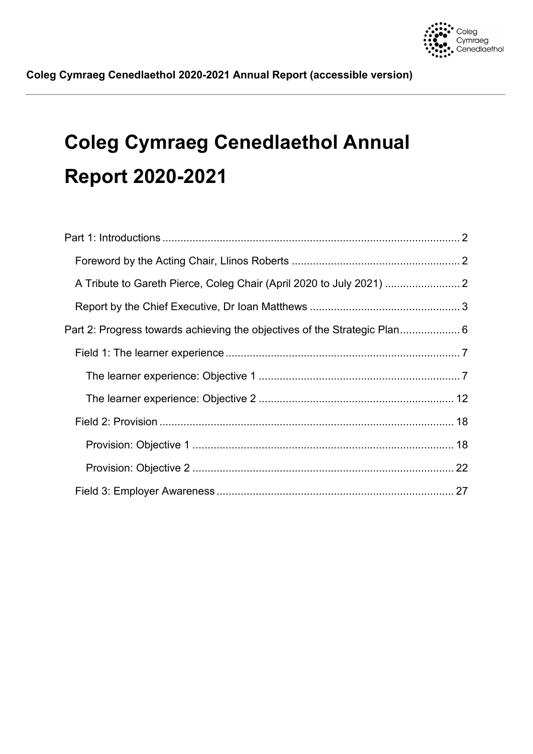# Coleg Cymraeg Cenedlaethol Annual Report 2020-2021

- Part 1: Introductions ... 2
  - Foreword by the Acting Chair, Llinos Roberts ... 2
  - A Tribute to Gareth Pierce, Coleg Chair (April 2020 to July 2021) ... 2
  - Report by the Chief Executive, Dr Ioan Matthews ... 3
- Part 2: Progress towards achieving the objectives of the Strategic Plan ... 6
  - Field 1: The learner experience ... 7
    - The learner experience: Objective 1 ... 7
    - The learner experience: Objective 2 ... 12
  - Field 2: Provision ... 18
    - Provision: Objective 1 ... 18
    - Provision: Objective 2 ... 22
  - Field 3: Employer Awareness ... 27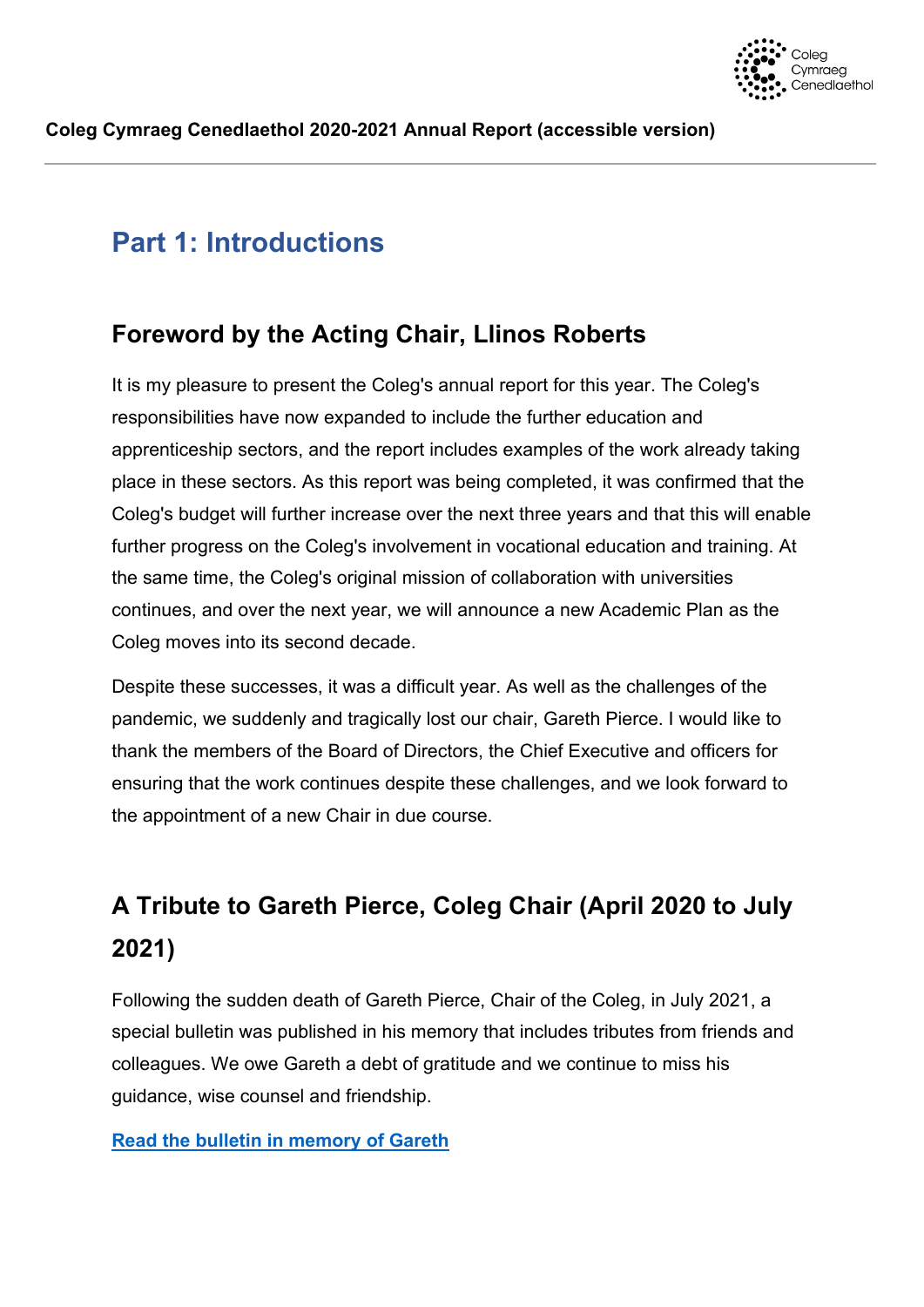# Part 1: Introductions

## Foreword by the Acting Chair, Llinos Roberts

It is my pleasure to present the Coleg's annual report for this year. The Coleg's responsibilities have now expanded to include the further education and apprenticeship sectors, and the report includes examples of the work already taking place in these sectors. As this report was being completed, it was confirmed that the Coleg's budget will further increase over the next three years and that this will enable further progress on the Coleg's involvement in vocational education and training. At the same time, the Coleg's original mission of collaboration with universities continues, and over the next year, we will announce a new Academic Plan as the Coleg moves into its second decade.

Despite these successes, it was a difficult year. As well as the challenges of the pandemic, we suddenly and tragically lost our chair, Gareth Pierce. I would like to thank the members of the Board of Directors, the Chief Executive and officers for ensuring that the work continues despite these challenges, and we look forward to the appointment of a new Chair in due course.

## A Tribute to Gareth Pierce, Coleg Chair (April 2020 to July 2021)

Following the sudden death of Gareth Pierce, Chair of the Coleg, in July 2021, a special bulletin was published in his memory that includes tributes from friends and colleagues. We owe Gareth a debt of gratitude and we continue to miss his guidance, wise counsel and friendship.

**Read the bulletin in memory of Gareth**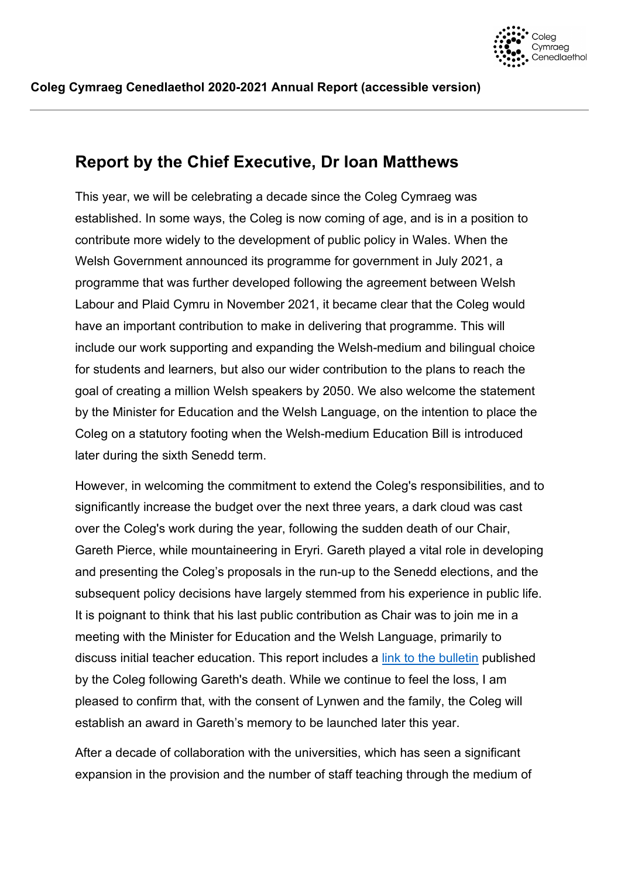## Report by the Chief Executive, Dr Ioan Matthews

This year, we will be celebrating a decade since the Coleg Cymraeg was established. In some ways, the Coleg is now coming of age, and is in a position to contribute more widely to the development of public policy in Wales. When the Welsh Government announced its programme for government in July 2021, a programme that was further developed following the agreement between Welsh Labour and Plaid Cymru in November 2021, it became clear that the Coleg would have an important contribution to make in delivering that programme. This will include our work supporting and expanding the Welsh-medium and bilingual choice for students and learners, but also our wider contribution to the plans to reach the goal of creating a million Welsh speakers by 2050. We also welcome the statement by the Minister for Education and the Welsh Language, on the intention to place the Coleg on a statutory footing when the Welsh-medium Education Bill is introduced later during the sixth Senedd term.

However, in welcoming the commitment to extend the Coleg's responsibilities, and to significantly increase the budget over the next three years, a dark cloud was cast over the Coleg's work during the year, following the sudden death of our Chair, Gareth Pierce, while mountaineering in Eryri. Gareth played a vital role in developing and presenting the Coleg's proposals in the run-up to the Senedd elections, and the subsequent policy decisions have largely stemmed from his experience in public life. It is poignant to think that his last public contribution as Chair was to join me in a meeting with the Minister for Education and the Welsh Language, primarily to discuss initial teacher education. This report includes a [link to the bulletin] published by the Coleg following Gareth's death. While we continue to feel the loss, I am pleased to confirm that, with the consent of Lynwen and the family, the Coleg will establish an award in Gareth's memory to be launched later this year.

After a decade of collaboration with the universities, which has seen a significant expansion in the provision and the number of staff teaching through the medium of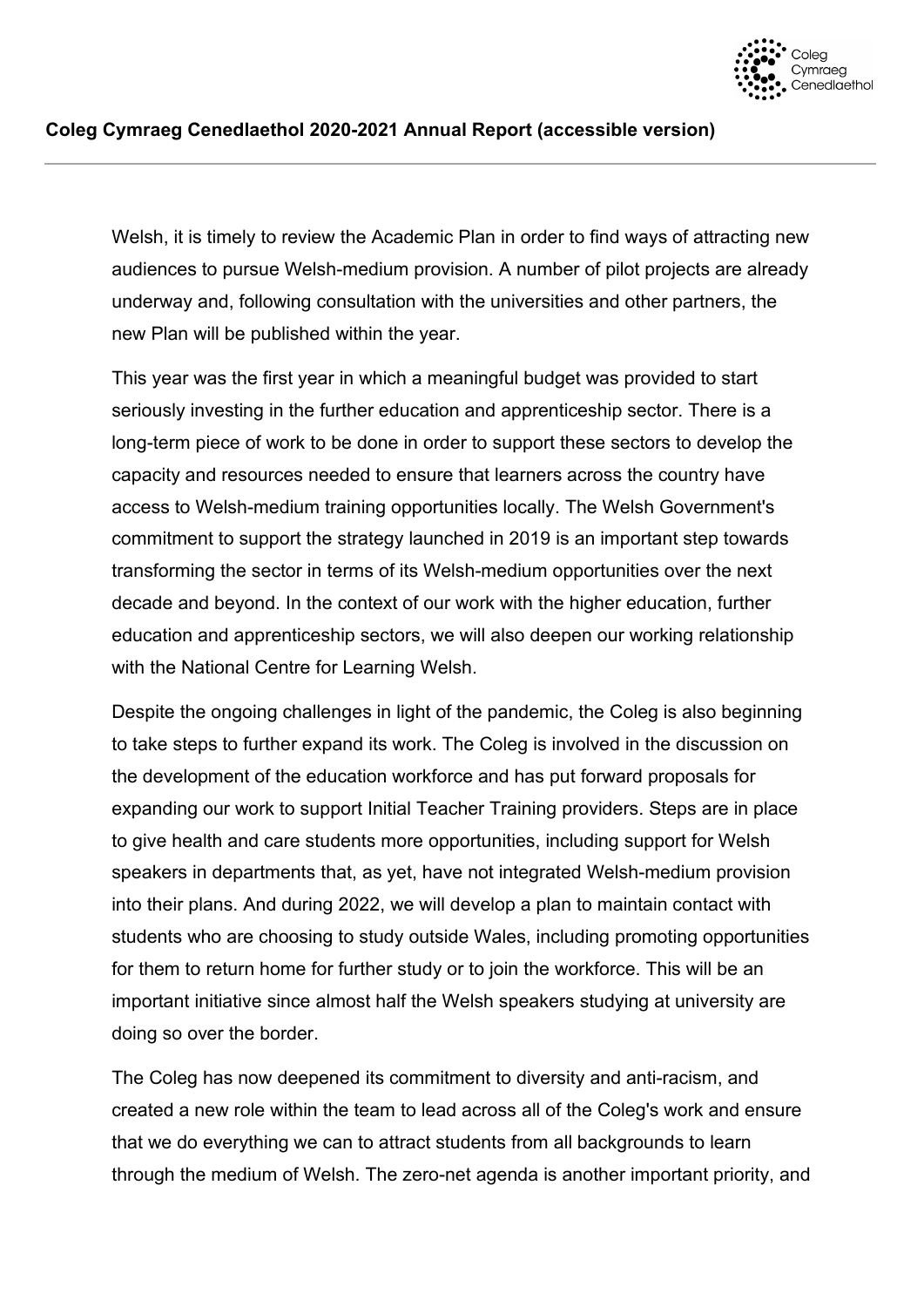Welsh, it is timely to review the Academic Plan in order to find ways of attracting new audiences to pursue Welsh-medium provision. A number of pilot projects are already underway and, following consultation with the universities and other partners, the new Plan will be published within the year.

This year was the first year in which a meaningful budget was provided to start seriously investing in the further education and apprenticeship sector. There is a long-term piece of work to be done in order to support these sectors to develop the capacity and resources needed to ensure that learners across the country have access to Welsh-medium training opportunities locally. The Welsh Government's commitment to support the strategy launched in 2019 is an important step towards transforming the sector in terms of its Welsh-medium opportunities over the next decade and beyond. In the context of our work with the higher education, further education and apprenticeship sectors, we will also deepen our working relationship with the National Centre for Learning Welsh.

Despite the ongoing challenges in light of the pandemic, the Coleg is also beginning to take steps to further expand its work. The Coleg is involved in the discussion on the development of the education workforce and has put forward proposals for expanding our work to support Initial Teacher Training providers. Steps are in place to give health and care students more opportunities, including support for Welsh speakers in departments that, as yet, have not integrated Welsh-medium provision into their plans. And during 2022, we will develop a plan to maintain contact with students who are choosing to study outside Wales, including promoting opportunities for them to return home for further study or to join the workforce. This will be an important initiative since almost half the Welsh speakers studying at university are doing so over the border.

The Coleg has now deepened its commitment to diversity and anti-racism, and created a new role within the team to lead across all of the Coleg's work and ensure that we do everything we can to attract students from all backgrounds to learn through the medium of Welsh. The zero-net agenda is another important priority, and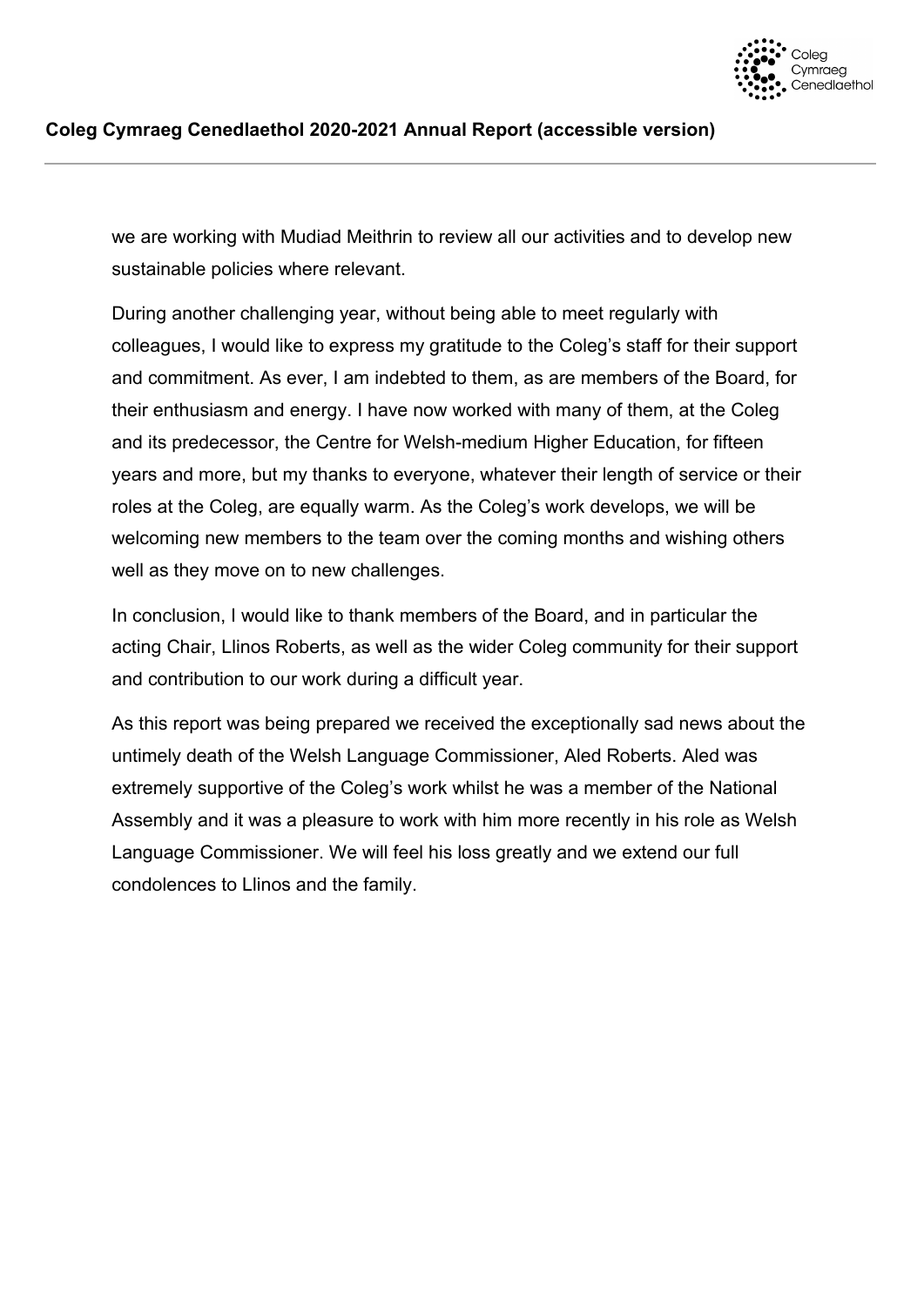we are working with Mudiad Meithrin to review all our activities and to develop new sustainable policies where relevant.

During another challenging year, without being able to meet regularly with colleagues, I would like to express my gratitude to the Coleg's staff for their support and commitment. As ever, I am indebted to them, as are members of the Board, for their enthusiasm and energy. I have now worked with many of them, at the Coleg and its predecessor, the Centre for Welsh-medium Higher Education, for fifteen years and more, but my thanks to everyone, whatever their length of service or their roles at the Coleg, are equally warm. As the Coleg's work develops, we will be welcoming new members to the team over the coming months and wishing others well as they move on to new challenges.

In conclusion, I would like to thank members of the Board, and in particular the acting Chair, Llinos Roberts, as well as the wider Coleg community for their support and contribution to our work during a difficult year.

As this report was being prepared we received the exceptionally sad news about the untimely death of the Welsh Language Commissioner, Aled Roberts. Aled was extremely supportive of the Coleg's work whilst he was a member of the National Assembly and it was a pleasure to work with him more recently in his role as Welsh Language Commissioner. We will feel his loss greatly and we extend our full condolences to Llinos and the family.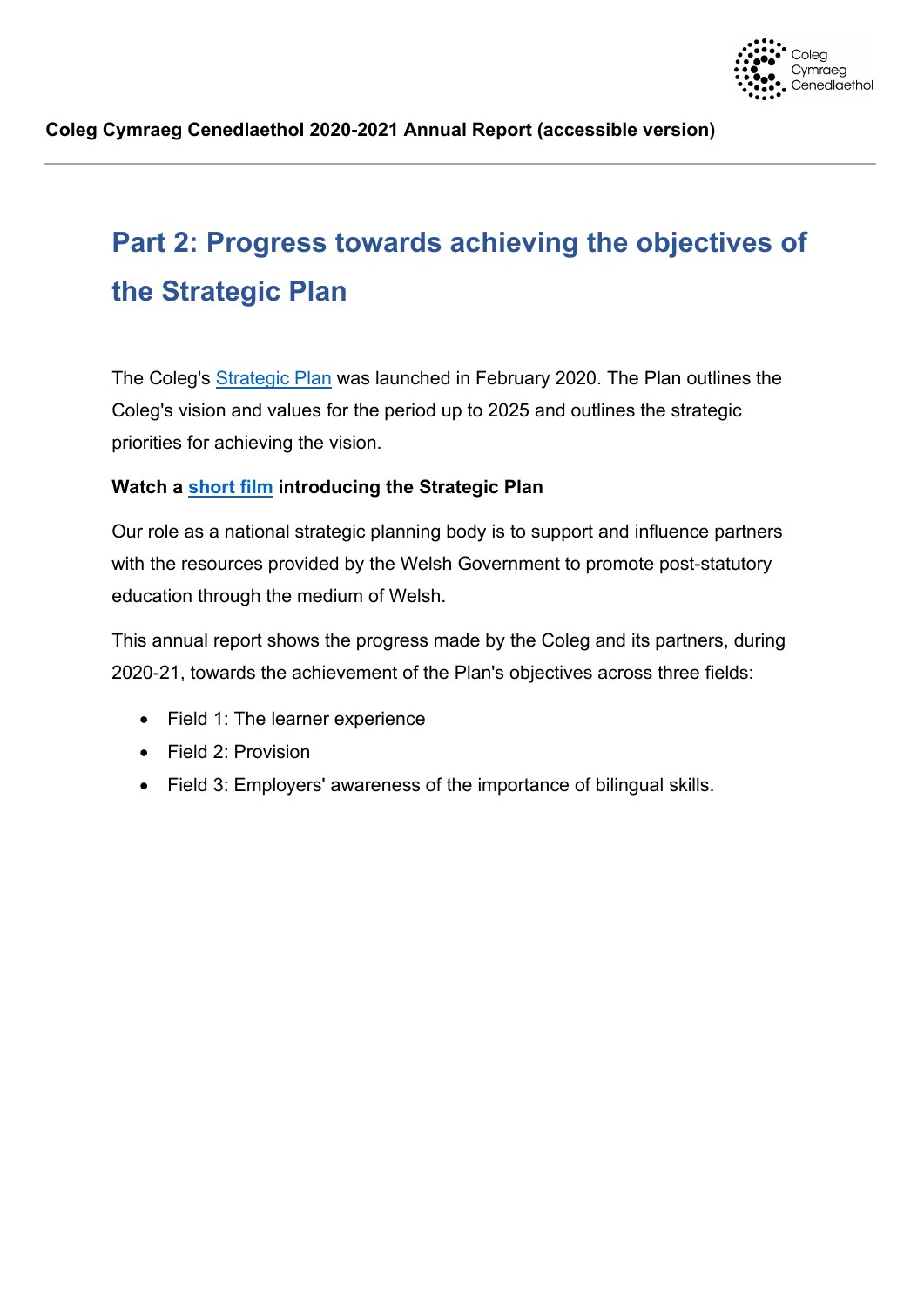# Part 2: Progress towards achieving the objectives of the Strategic Plan

The Coleg's Strategic Plan was launched in February 2020. The Plan outlines the Coleg's vision and values for the period up to 2025 and outlines the strategic priorities for achieving the vision.

**Watch a short film introducing the Strategic Plan**

Our role as a national strategic planning body is to support and influence partners with the resources provided by the Welsh Government to promote post-statutory education through the medium of Welsh.

This annual report shows the progress made by the Coleg and its partners, during 2020-21, towards the achievement of the Plan's objectives across three fields:

- Field 1: The learner experience
- Field 2: Provision
- Field 3: Employers' awareness of the importance of bilingual skills.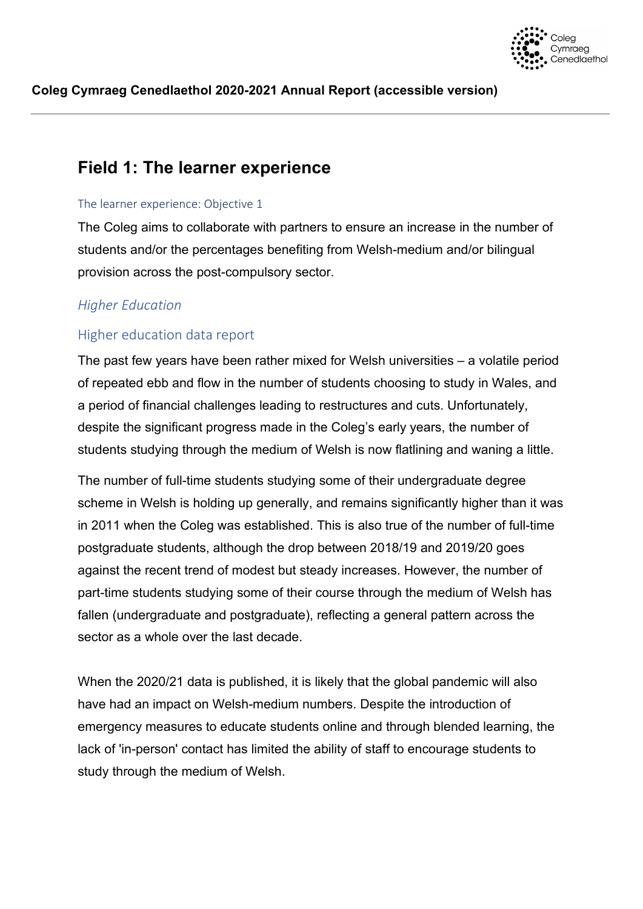# Field 1: The learner experience

### The learner experience: Objective 1

The Coleg aims to collaborate with partners to ensure an increase in the number of students and/or the percentages benefiting from Welsh-medium and/or bilingual provision across the post-compulsory sector.

## *Higher Education*

### Higher education data report

The past few years have been rather mixed for Welsh universities – a volatile period of repeated ebb and flow in the number of students choosing to study in Wales, and a period of financial challenges leading to restructures and cuts. Unfortunately, despite the significant progress made in the Coleg's early years, the number of students studying through the medium of Welsh is now flatlining and waning a little.

The number of full-time students studying some of their undergraduate degree scheme in Welsh is holding up generally, and remains significantly higher than it was in 2011 when the Coleg was established. This is also true of the number of full-time postgraduate students, although the drop between 2018/19 and 2019/20 goes against the recent trend of modest but steady increases. However, the number of part-time students studying some of their course through the medium of Welsh has fallen (undergraduate and postgraduate), reflecting a general pattern across the sector as a whole over the last decade.

When the 2020/21 data is published, it is likely that the global pandemic will also have had an impact on Welsh-medium numbers. Despite the introduction of emergency measures to educate students online and through blended learning, the lack of 'in-person' contact has limited the ability of staff to encourage students to study through the medium of Welsh.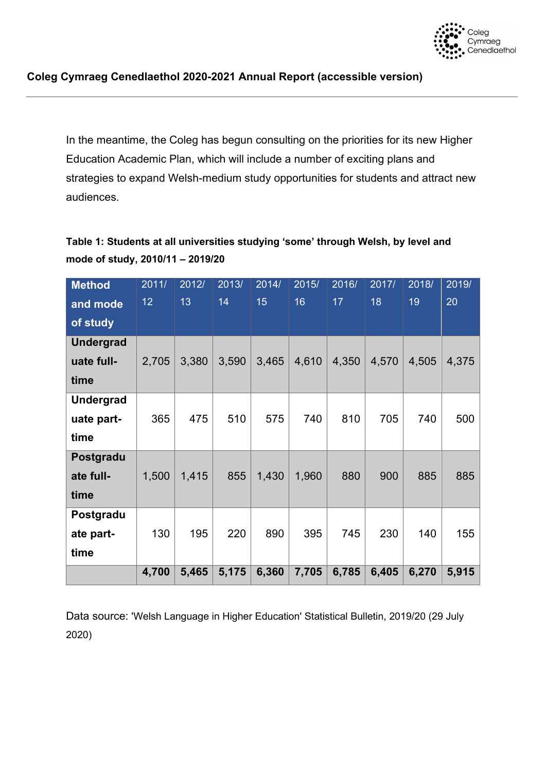In the meantime, the Coleg has begun consulting on the priorities for its new Higher Education Academic Plan, which will include a number of exciting plans and strategies to expand Welsh-medium study opportunities for students and attract new audiences.

**Table 1: Students at all universities studying 'some' through Welsh, by level and mode of study, 2010/11 – 2019/20**

| Method and mode of study | 2011/12 | 2012/13 | 2013/14 | 2014/15 | 2015/16 | 2016/17 | 2017/18 | 2018/19 | 2019/20 |
|---|---|---|---|---|---|---|---|---|---|
| **Undergraduate full-time** | 2,705 | 3,380 | 3,590 | 3,465 | 4,610 | 4,350 | 4,570 | 4,505 | 4,375 |
| **Undergraduate part-time** | 365 | 475 | 510 | 575 | 740 | 810 | 705 | 740 | 500 |
| **Postgraduate full-time** | 1,500 | 1,415 | 855 | 1,430 | 1,960 | 880 | 900 | 885 | 885 |
| **Postgraduate part-time** | 130 | 195 | 220 | 890 | 395 | 745 | 230 | 140 | 155 |
| | **4,700** | **5,465** | **5,175** | **6,360** | **7,705** | **6,785** | **6,405** | **6,270** | **5,915** |

Data source: 'Welsh Language in Higher Education' Statistical Bulletin, 2019/20 (29 July 2020)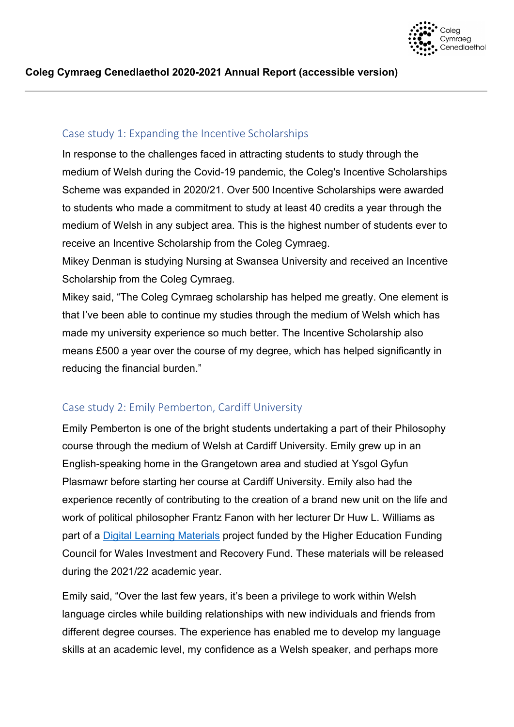## Case study 1: Expanding the Incentive Scholarships

In response to the challenges faced in attracting students to study through the medium of Welsh during the Covid-19 pandemic, the Coleg's Incentive Scholarships Scheme was expanded in 2020/21. Over 500 Incentive Scholarships were awarded to students who made a commitment to study at least 40 credits a year through the medium of Welsh in any subject area. This is the highest number of students ever to receive an Incentive Scholarship from the Coleg Cymraeg.

Mikey Denman is studying Nursing at Swansea University and received an Incentive Scholarship from the Coleg Cymraeg.

Mikey said, “The Coleg Cymraeg scholarship has helped me greatly. One element is that I've been able to continue my studies through the medium of Welsh which has made my university experience so much better. The Incentive Scholarship also means £500 a year over the course of my degree, which has helped significantly in reducing the financial burden.”

## Case study 2: Emily Pemberton, Cardiff University

Emily Pemberton is one of the bright students undertaking a part of their Philosophy course through the medium of Welsh at Cardiff University. Emily grew up in an English-speaking home in the Grangetown area and studied at Ysgol Gyfun Plasmawr before starting her course at Cardiff University. Emily also had the experience recently of contributing to the creation of a brand new unit on the life and work of political philosopher Frantz Fanon with her lecturer Dr Huw L. Williams as part of a Digital Learning Materials project funded by the Higher Education Funding Council for Wales Investment and Recovery Fund. These materials will be released during the 2021/22 academic year.

Emily said, “Over the last few years, it's been a privilege to work within Welsh language circles while building relationships with new individuals and friends from different degree courses. The experience has enabled me to develop my language skills at an academic level, my confidence as a Welsh speaker, and perhaps more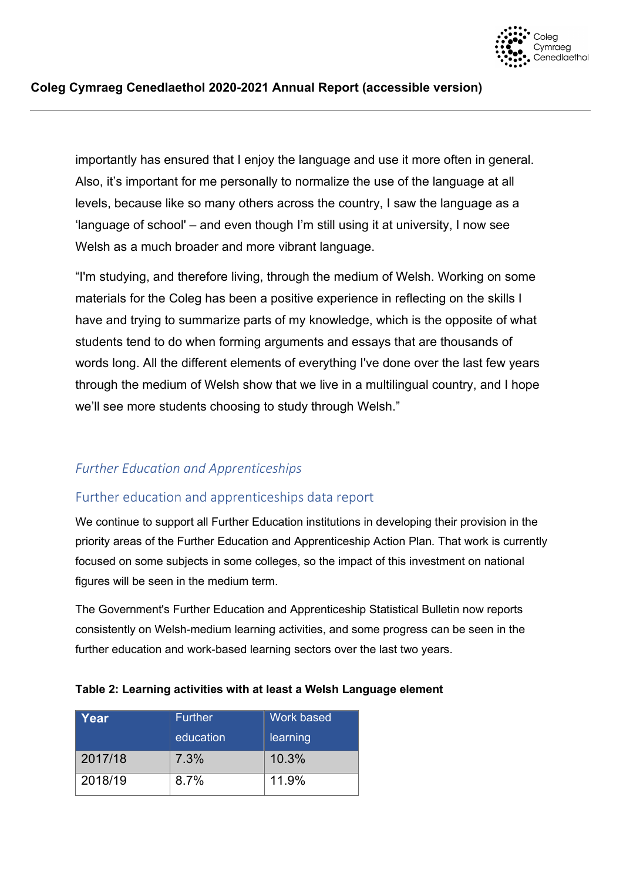importantly has ensured that I enjoy the language and use it more often in general. Also, it's important for me personally to normalize the use of the language at all levels, because like so many others across the country, I saw the language as a 'language of school' – and even though I'm still using it at university, I now see Welsh as a much broader and more vibrant language.

"I'm studying, and therefore living, through the medium of Welsh. Working on some materials for the Coleg has been a positive experience in reflecting on the skills I have and trying to summarize parts of my knowledge, which is the opposite of what students tend to do when forming arguments and essays that are thousands of words long. All the different elements of everything I've done over the last few years through the medium of Welsh show that we live in a multilingual country, and I hope we'll see more students choosing to study through Welsh."

## *Further Education and Apprenticeships*

### Further education and apprenticeships data report

We continue to support all Further Education institutions in developing their provision in the priority areas of the Further Education and Apprenticeship Action Plan. That work is currently focused on some subjects in some colleges, so the impact of this investment on national figures will be seen in the medium term.

The Government's Further Education and Apprenticeship Statistical Bulletin now reports consistently on Welsh-medium learning activities, and some progress can be seen in the further education and work-based learning sectors over the last two years.

**Table 2: Learning activities with at least a Welsh Language element**

| Year | Further education | Work based learning |
|---|---|---|
| 2017/18 | 7.3% | 10.3% |
| 2018/19 | 8.7% | 11.9% |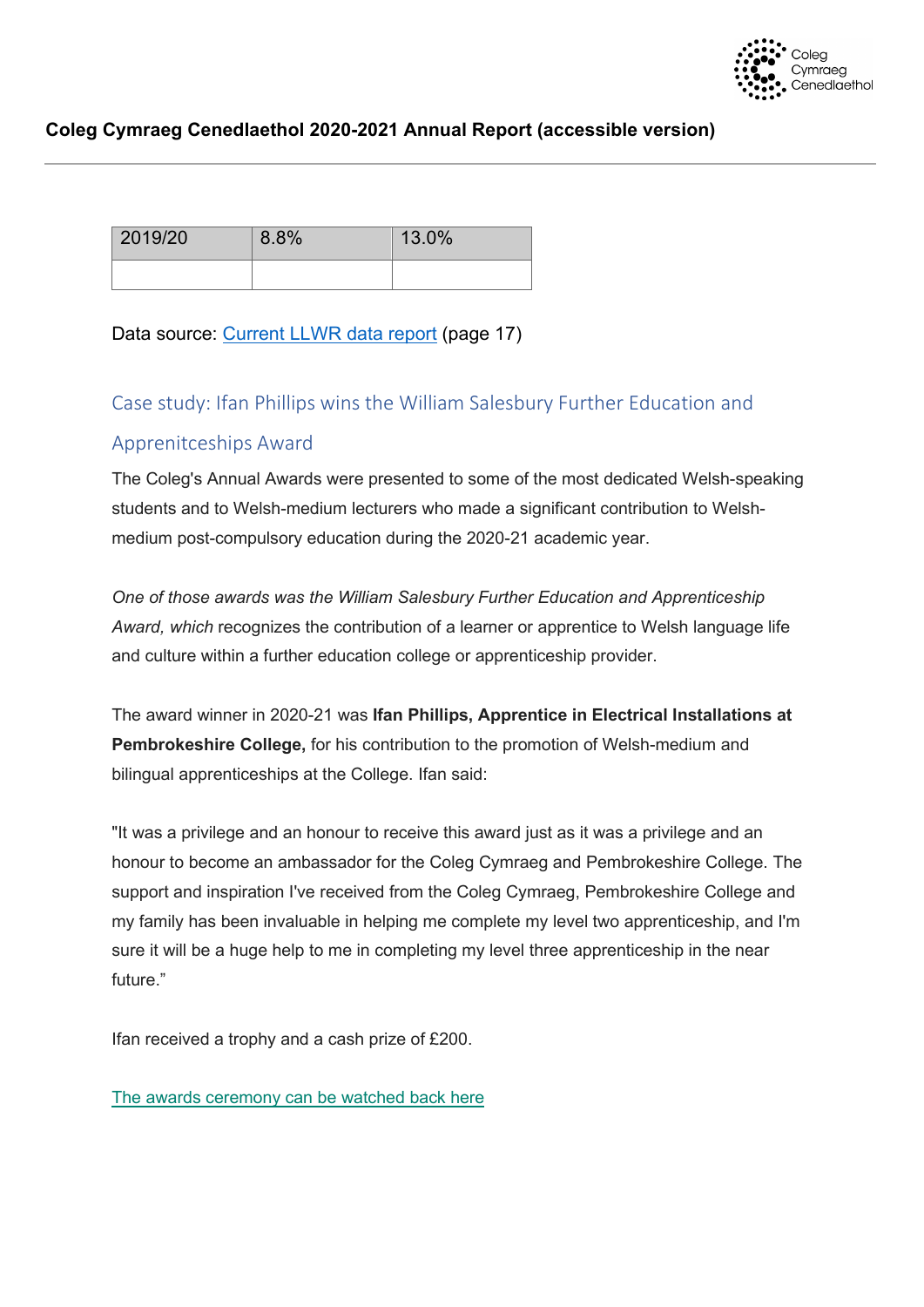| 2019/20 | 8.8% | 13.0% |
|---|---|---|
| | | |

Data source: [Current LLWR data report](#) (page 17)

## Case study: Ifan Phillips wins the William Salesbury Further Education and Apprenitceships Award

The Coleg's Annual Awards were presented to some of the most dedicated Welsh-speaking students and to Welsh-medium lecturers who made a significant contribution to Welsh-medium post-compulsory education during the 2020-21 academic year.

*One of those awards was the William Salesbury Further Education and Apprenticeship Award, which* recognizes the contribution of a learner or apprentice to Welsh language life and culture within a further education college or apprenticeship provider.

The award winner in 2020-21 was **Ifan Phillips, Apprentice in Electrical Installations at Pembrokeshire College,** for his contribution to the promotion of Welsh-medium and bilingual apprenticeships at the College. Ifan said:

"It was a privilege and an honour to receive this award just as it was a privilege and an honour to become an ambassador for the Coleg Cymraeg and Pembrokeshire College. The support and inspiration I've received from the Coleg Cymraeg, Pembrokeshire College and my family has been invaluable in helping me complete my level two apprenticeship, and I'm sure it will be a huge help to me in completing my level three apprenticeship in the near future."

Ifan received a trophy and a cash prize of £200.

[The awards ceremony can be watched back here](#)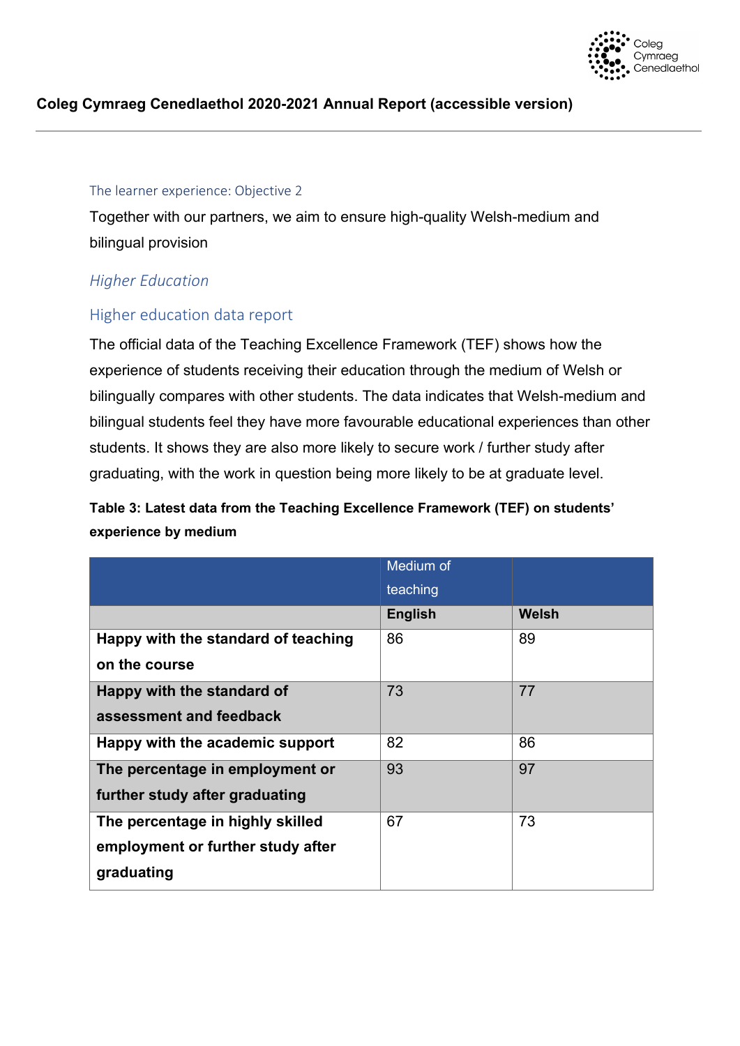### The learner experience: Objective 2

Together with our partners, we aim to ensure high-quality Welsh-medium and bilingual provision

#### *Higher Education*

#### Higher education data report

The official data of the Teaching Excellence Framework (TEF) shows how the experience of students receiving their education through the medium of Welsh or bilingually compares with other students. The data indicates that Welsh-medium and bilingual students feel they have more favourable educational experiences than other students. It shows they are also more likely to secure work / further study after graduating, with the work in question being more likely to be at graduate level.

**Table 3: Latest data from the Teaching Excellence Framework (TEF) on students' experience by medium**

| | Medium of teaching | |
|---|---|---|
| | **English** | **Welsh** |
| **Happy with the standard of teaching on the course** | 86 | 89 |
| **Happy with the standard of assessment and feedback** | 73 | 77 |
| **Happy with the academic support** | 82 | 86 |
| **The percentage in employment or further study after graduating** | 93 | 97 |
| **The percentage in highly skilled employment or further study after graduating** | 67 | 73 |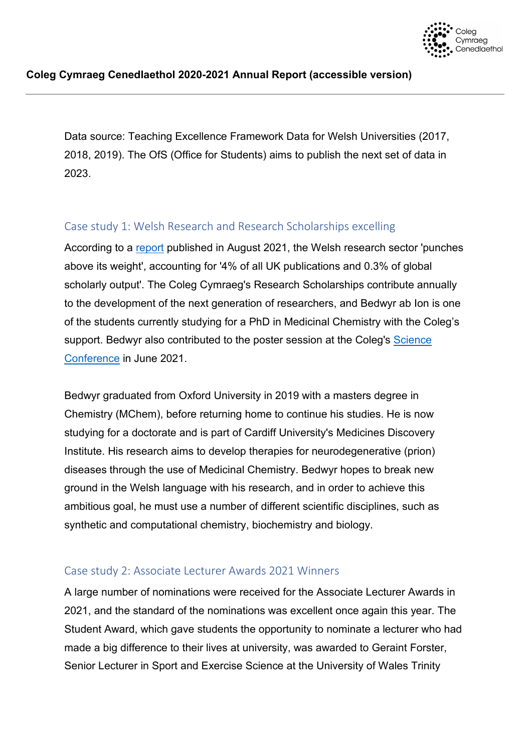Data source: Teaching Excellence Framework Data for Welsh Universities (2017, 2018, 2019). The OfS (Office for Students) aims to publish the next set of data in 2023.

## Case study 1: Welsh Research and Research Scholarships excelling

According to a report published in August 2021, the Welsh research sector 'punches above its weight', accounting for '4% of all UK publications and 0.3% of global scholarly output'. The Coleg Cymraeg's Research Scholarships contribute annually to the development of the next generation of researchers, and Bedwyr ab Ion is one of the students currently studying for a PhD in Medicinal Chemistry with the Coleg's support. Bedwyr also contributed to the poster session at the Coleg's Science Conference in June 2021.

Bedwyr graduated from Oxford University in 2019 with a masters degree in Chemistry (MChem), before returning home to continue his studies. He is now studying for a doctorate and is part of Cardiff University's Medicines Discovery Institute. His research aims to develop therapies for neurodegenerative (prion) diseases through the use of Medicinal Chemistry. Bedwyr hopes to break new ground in the Welsh language with his research, and in order to achieve this ambitious goal, he must use a number of different scientific disciplines, such as synthetic and computational chemistry, biochemistry and biology.

## Case study 2: Associate Lecturer Awards 2021 Winners

A large number of nominations were received for the Associate Lecturer Awards in 2021, and the standard of the nominations was excellent once again this year. The Student Award, which gave students the opportunity to nominate a lecturer who had made a big difference to their lives at university, was awarded to Geraint Forster, Senior Lecturer in Sport and Exercise Science at the University of Wales Trinity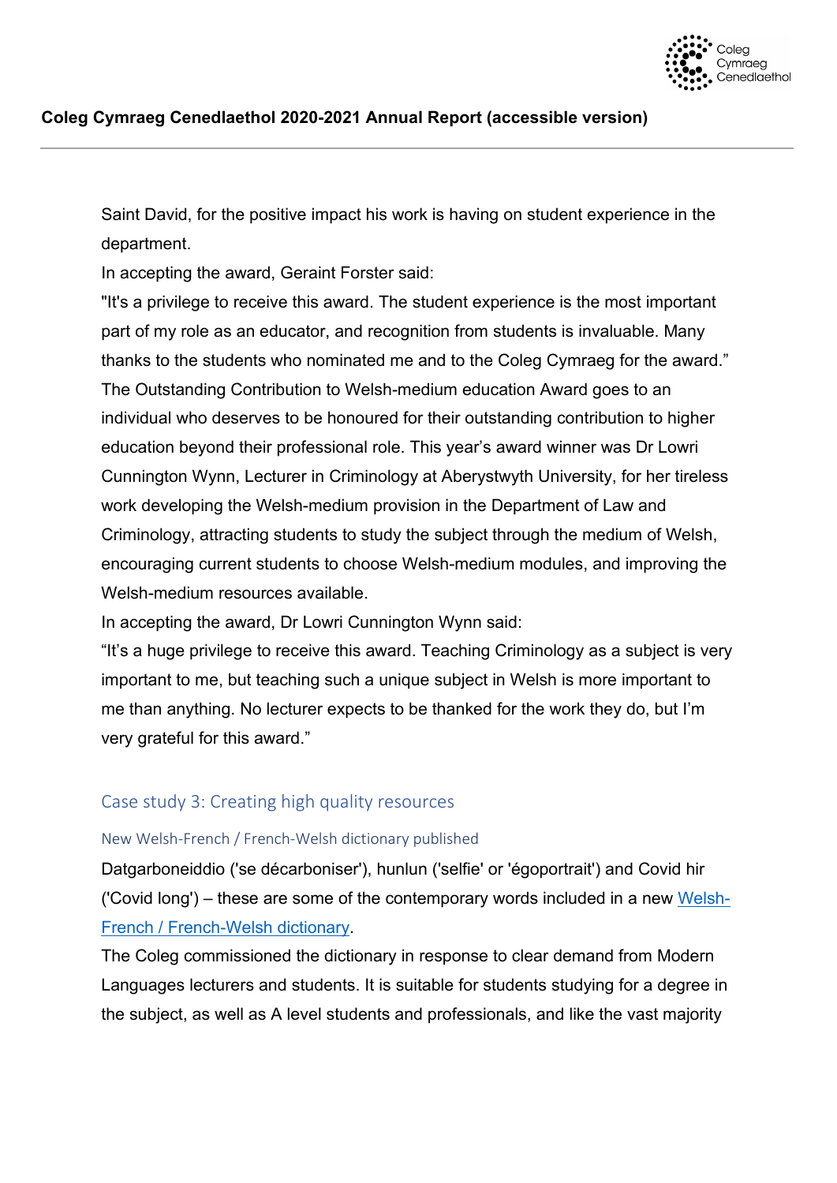Saint David, for the positive impact his work is having on student experience in the department.

In accepting the award, Geraint Forster said:

"It's a privilege to receive this award. The student experience is the most important part of my role as an educator, and recognition from students is invaluable. Many thanks to the students who nominated me and to the Coleg Cymraeg for the award."

The Outstanding Contribution to Welsh-medium education Award goes to an individual who deserves to be honoured for their outstanding contribution to higher education beyond their professional role. This year's award winner was Dr Lowri Cunnington Wynn, Lecturer in Criminology at Aberystwyth University, for her tireless work developing the Welsh-medium provision in the Department of Law and Criminology, attracting students to study the subject through the medium of Welsh, encouraging current students to choose Welsh-medium modules, and improving the Welsh-medium resources available.

In accepting the award, Dr Lowri Cunnington Wynn said:

"It's a huge privilege to receive this award. Teaching Criminology as a subject is very important to me, but teaching such a unique subject in Welsh is more important to me than anything. No lecturer expects to be thanked for the work they do, but I'm very grateful for this award."

## Case study 3: Creating high quality resources

### New Welsh-French / French-Welsh dictionary published

Datgarboneiddio ('se décarboniser'), hunlun ('selfie' or 'égoportrait') and Covid hir ('Covid long') – these are some of the contemporary words included in a new Welsh-French / French-Welsh dictionary.

The Coleg commissioned the dictionary in response to clear demand from Modern Languages lecturers and students. It is suitable for students studying for a degree in the subject, as well as A level students and professionals, and like the vast majority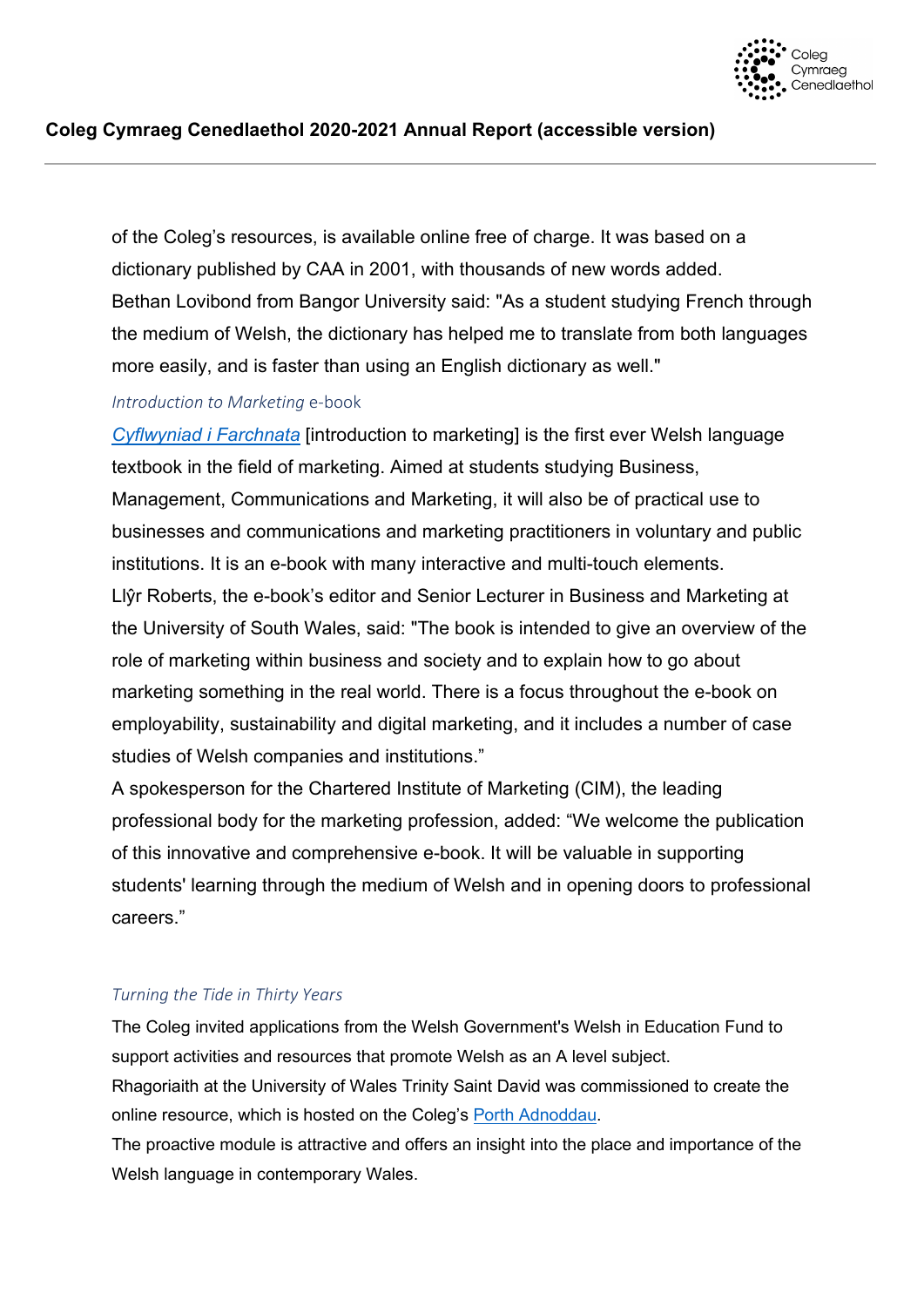of the Coleg's resources, is available online free of charge. It was based on a dictionary published by CAA in 2001, with thousands of new words added.

Bethan Lovibond from Bangor University said: "As a student studying French through the medium of Welsh, the dictionary has helped me to translate from both languages more easily, and is faster than using an English dictionary as well."

### *Introduction to Marketing* e-book

*Cyflwyniad i Farchnata* [introduction to marketing] is the first ever Welsh language textbook in the field of marketing. Aimed at students studying Business, Management, Communications and Marketing, it will also be of practical use to businesses and communications and marketing practitioners in voluntary and public institutions. It is an e-book with many interactive and multi-touch elements.

Llŷr Roberts, the e-book's editor and Senior Lecturer in Business and Marketing at the University of South Wales, said: "The book is intended to give an overview of the role of marketing within business and society and to explain how to go about marketing something in the real world. There is a focus throughout the e-book on employability, sustainability and digital marketing, and it includes a number of case studies of Welsh companies and institutions."

A spokesperson for the Chartered Institute of Marketing (CIM), the leading professional body for the marketing profession, added: "We welcome the publication of this innovative and comprehensive e-book. It will be valuable in supporting students' learning through the medium of Welsh and in opening doors to professional careers."

### *Turning the Tide in Thirty Years*

The Coleg invited applications from the Welsh Government's Welsh in Education Fund to support activities and resources that promote Welsh as an A level subject.

Rhagoriaith at the University of Wales Trinity Saint David was commissioned to create the online resource, which is hosted on the Coleg's Porth Adnoddau.

The proactive module is attractive and offers an insight into the place and importance of the Welsh language in contemporary Wales.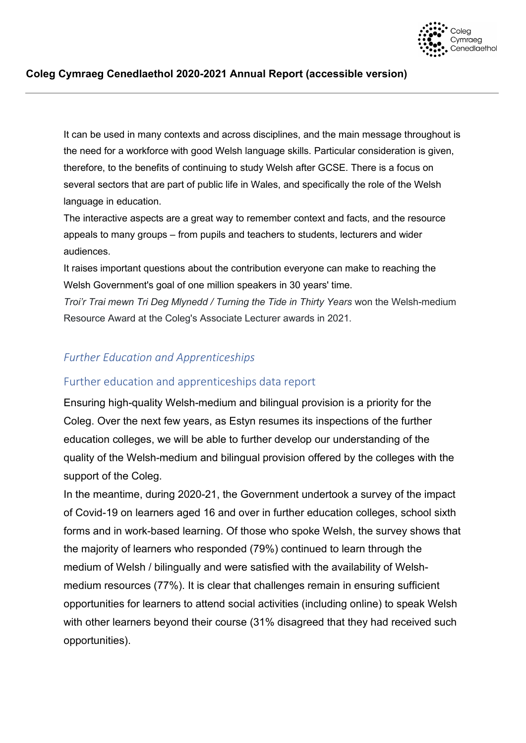It can be used in many contexts and across disciplines, and the main message throughout is the need for a workforce with good Welsh language skills. Particular consideration is given, therefore, to the benefits of continuing to study Welsh after GCSE. There is a focus on several sectors that are part of public life in Wales, and specifically the role of the Welsh language in education.

The interactive aspects are a great way to remember context and facts, and the resource appeals to many groups – from pupils and teachers to students, lecturers and wider audiences.

It raises important questions about the contribution everyone can make to reaching the Welsh Government's goal of one million speakers in 30 years' time.

*Troi'r Trai mewn Tri Deg Mlynedd / Turning the Tide in Thirty Years* won the Welsh-medium Resource Award at the Coleg's Associate Lecturer awards in 2021.

## *Further Education and Apprenticeships*

### Further education and apprenticeships data report

Ensuring high-quality Welsh-medium and bilingual provision is a priority for the Coleg. Over the next few years, as Estyn resumes its inspections of the further education colleges, we will be able to further develop our understanding of the quality of the Welsh-medium and bilingual provision offered by the colleges with the support of the Coleg.

In the meantime, during 2020-21, the Government undertook a survey of the impact of Covid-19 on learners aged 16 and over in further education colleges, school sixth forms and in work-based learning. Of those who spoke Welsh, the survey shows that the majority of learners who responded (79%) continued to learn through the medium of Welsh / bilingually and were satisfied with the availability of Welsh-medium resources (77%). It is clear that challenges remain in ensuring sufficient opportunities for learners to attend social activities (including online) to speak Welsh with other learners beyond their course (31% disagreed that they had received such opportunities).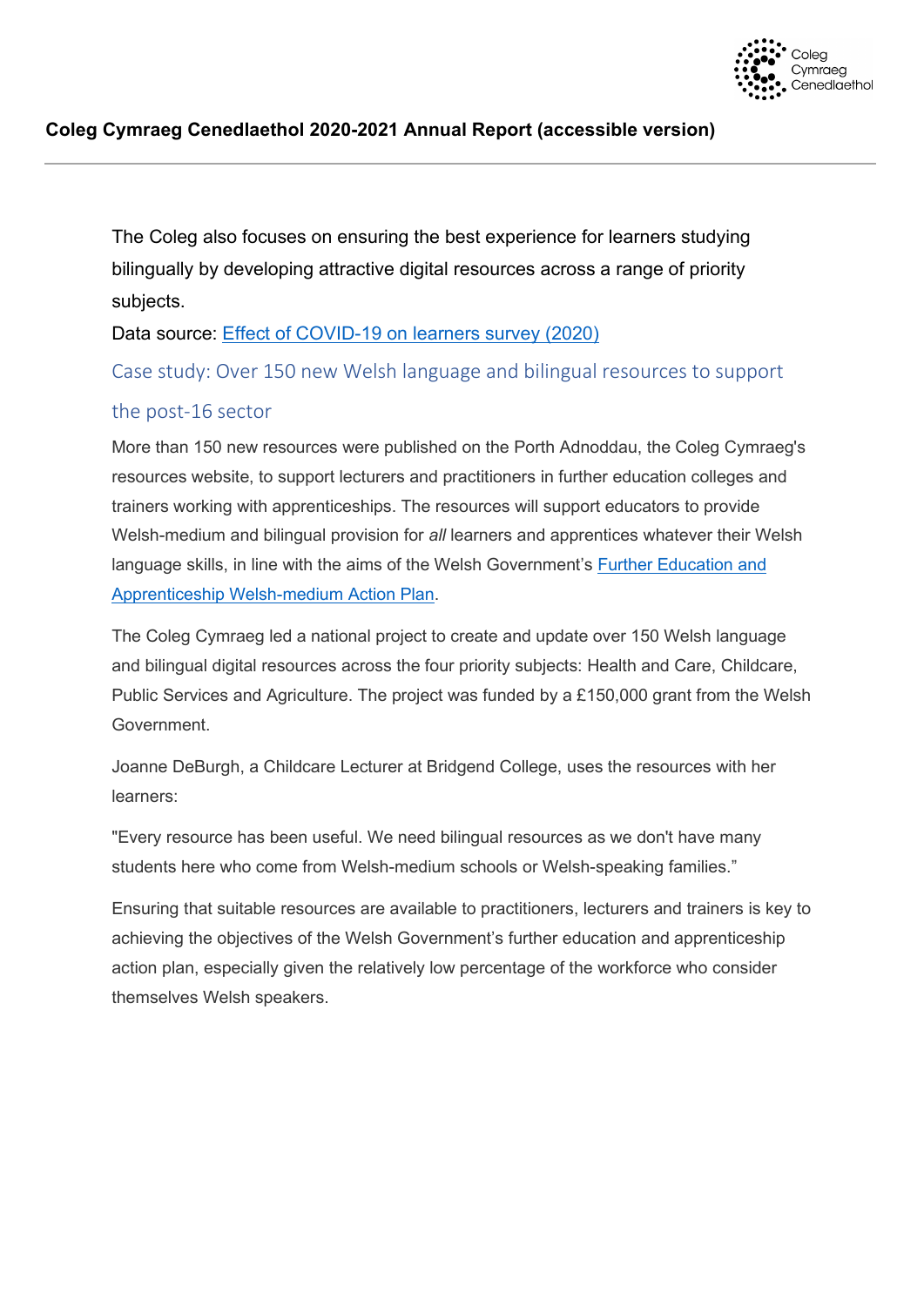The Coleg also focuses on ensuring the best experience for learners studying bilingually by developing attractive digital resources across a range of priority subjects.

Data source: [Effect of COVID-19 on learners survey (2020)]

## Case study: Over 150 new Welsh language and bilingual resources to support the post-16 sector

More than 150 new resources were published on the Porth Adnoddau, the Coleg Cymraeg's resources website, to support lecturers and practitioners in further education colleges and trainers working with apprenticeships. The resources will support educators to provide Welsh-medium and bilingual provision for *all* learners and apprentices whatever their Welsh language skills, in line with the aims of the Welsh Government's [Further Education and Apprenticeship Welsh-medium Action Plan].

The Coleg Cymraeg led a national project to create and update over 150 Welsh language and bilingual digital resources across the four priority subjects: Health and Care, Childcare, Public Services and Agriculture. The project was funded by a £150,000 grant from the Welsh Government.

Joanne DeBurgh, a Childcare Lecturer at Bridgend College, uses the resources with her learners:

"Every resource has been useful. We need bilingual resources as we don't have many students here who come from Welsh-medium schools or Welsh-speaking families."

Ensuring that suitable resources are available to practitioners, lecturers and trainers is key to achieving the objectives of the Welsh Government's further education and apprenticeship action plan, especially given the relatively low percentage of the workforce who consider themselves Welsh speakers.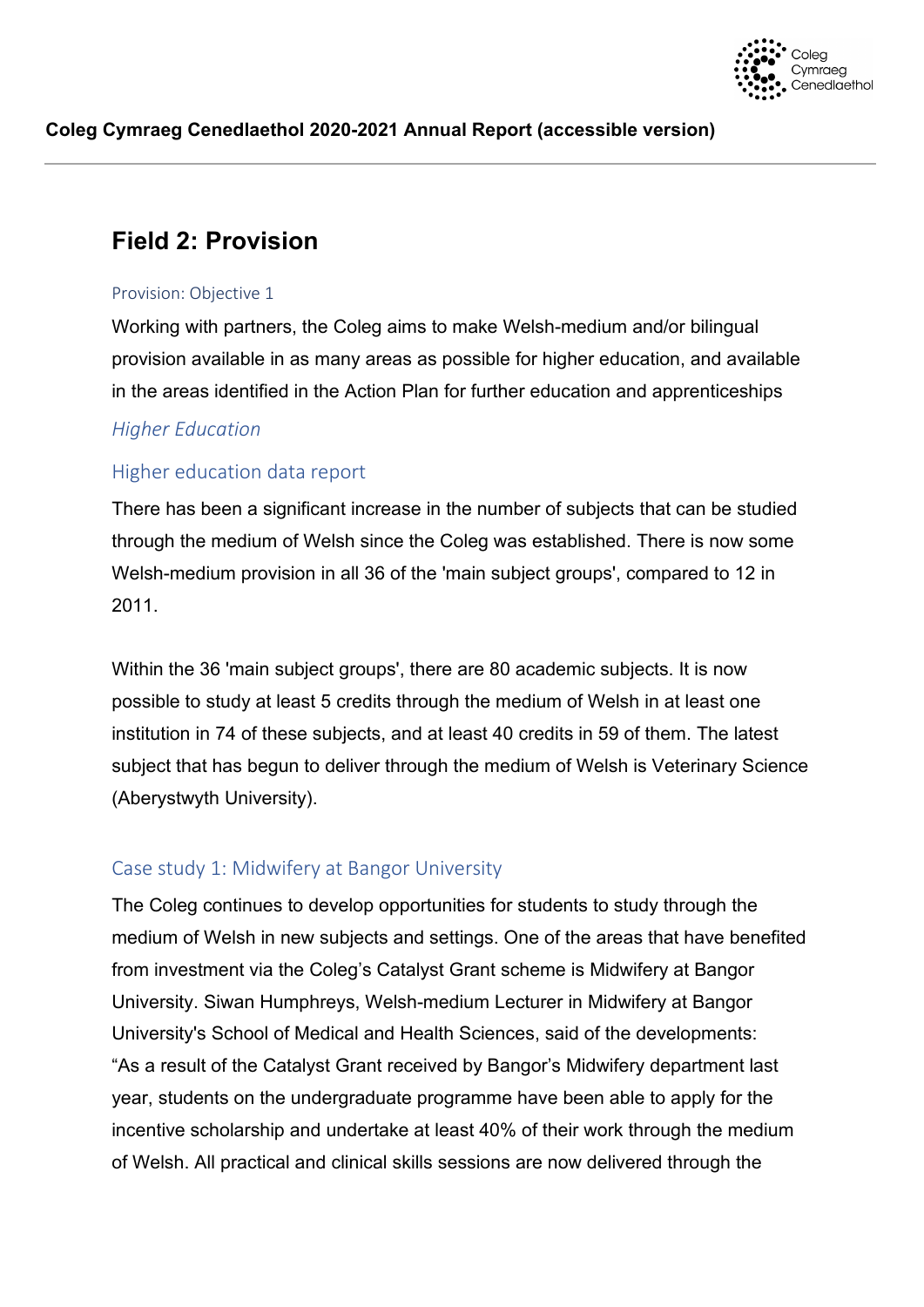# Field 2: Provision

### Provision: Objective 1

Working with partners, the Coleg aims to make Welsh-medium and/or bilingual provision available in as many areas as possible for higher education, and available in the areas identified in the Action Plan for further education and apprenticeships

*Higher Education*

## Higher education data report

There has been a significant increase in the number of subjects that can be studied through the medium of Welsh since the Coleg was established. There is now some Welsh-medium provision in all 36 of the 'main subject groups', compared to 12 in 2011.

Within the 36 'main subject groups', there are 80 academic subjects. It is now possible to study at least 5 credits through the medium of Welsh in at least one institution in 74 of these subjects, and at least 40 credits in 59 of them. The latest subject that has begun to deliver through the medium of Welsh is Veterinary Science (Aberystwyth University).

## Case study 1: Midwifery at Bangor University

The Coleg continues to develop opportunities for students to study through the medium of Welsh in new subjects and settings. One of the areas that have benefited from investment via the Coleg's Catalyst Grant scheme is Midwifery at Bangor University. Siwan Humphreys, Welsh-medium Lecturer in Midwifery at Bangor University's School of Medical and Health Sciences, said of the developments: "As a result of the Catalyst Grant received by Bangor's Midwifery department last year, students on the undergraduate programme have been able to apply for the incentive scholarship and undertake at least 40% of their work through the medium of Welsh. All practical and clinical skills sessions are now delivered through the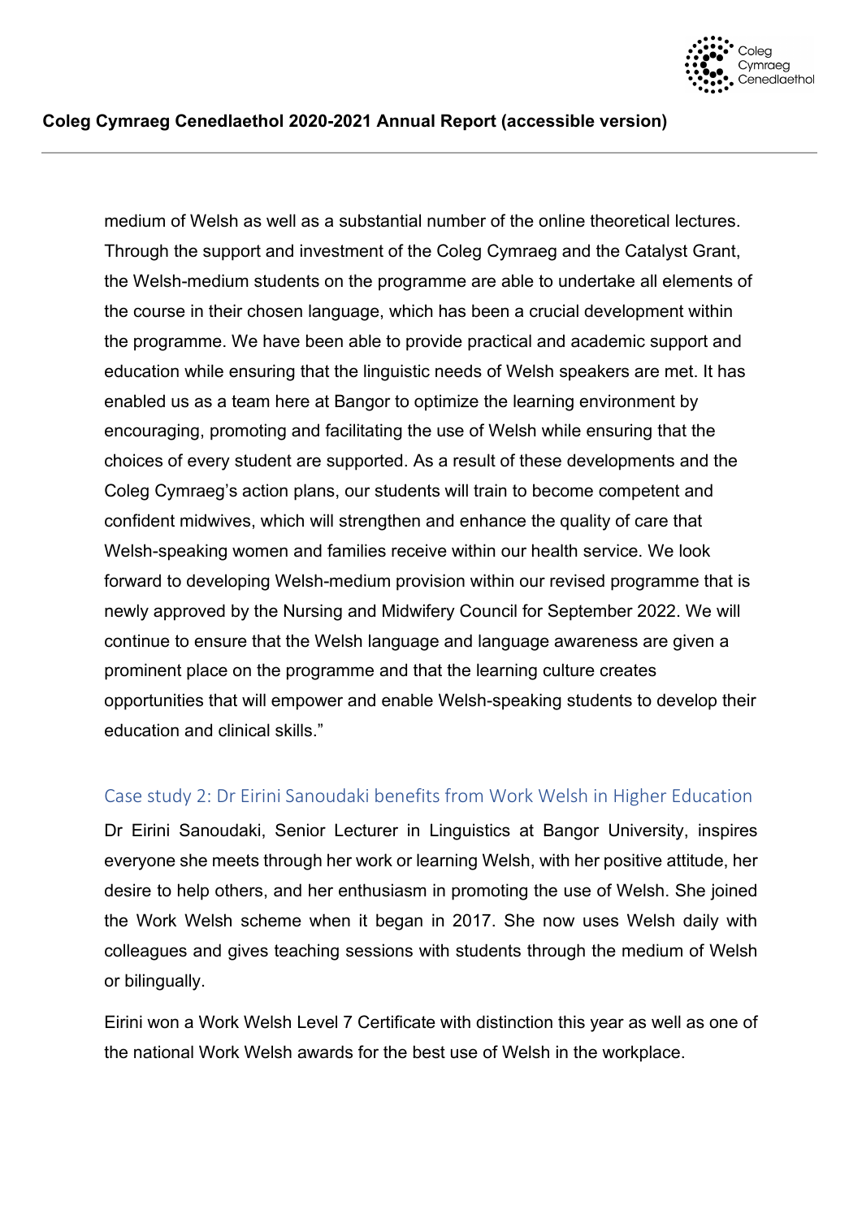medium of Welsh as well as a substantial number of the online theoretical lectures. Through the support and investment of the Coleg Cymraeg and the Catalyst Grant, the Welsh-medium students on the programme are able to undertake all elements of the course in their chosen language, which has been a crucial development within the programme. We have been able to provide practical and academic support and education while ensuring that the linguistic needs of Welsh speakers are met. It has enabled us as a team here at Bangor to optimize the learning environment by encouraging, promoting and facilitating the use of Welsh while ensuring that the choices of every student are supported. As a result of these developments and the Coleg Cymraeg's action plans, our students will train to become competent and confident midwives, which will strengthen and enhance the quality of care that Welsh-speaking women and families receive within our health service. We look forward to developing Welsh-medium provision within our revised programme that is newly approved by the Nursing and Midwifery Council for September 2022. We will continue to ensure that the Welsh language and language awareness are given a prominent place on the programme and that the learning culture creates opportunities that will empower and enable Welsh-speaking students to develop their education and clinical skills."

### Case study 2: Dr Eirini Sanoudaki benefits from Work Welsh in Higher Education

Dr Eirini Sanoudaki, Senior Lecturer in Linguistics at Bangor University, inspires everyone she meets through her work or learning Welsh, with her positive attitude, her desire to help others, and her enthusiasm in promoting the use of Welsh. She joined the Work Welsh scheme when it began in 2017. She now uses Welsh daily with colleagues and gives teaching sessions with students through the medium of Welsh or bilingually.

Eirini won a Work Welsh Level 7 Certificate with distinction this year as well as one of the national Work Welsh awards for the best use of Welsh in the workplace.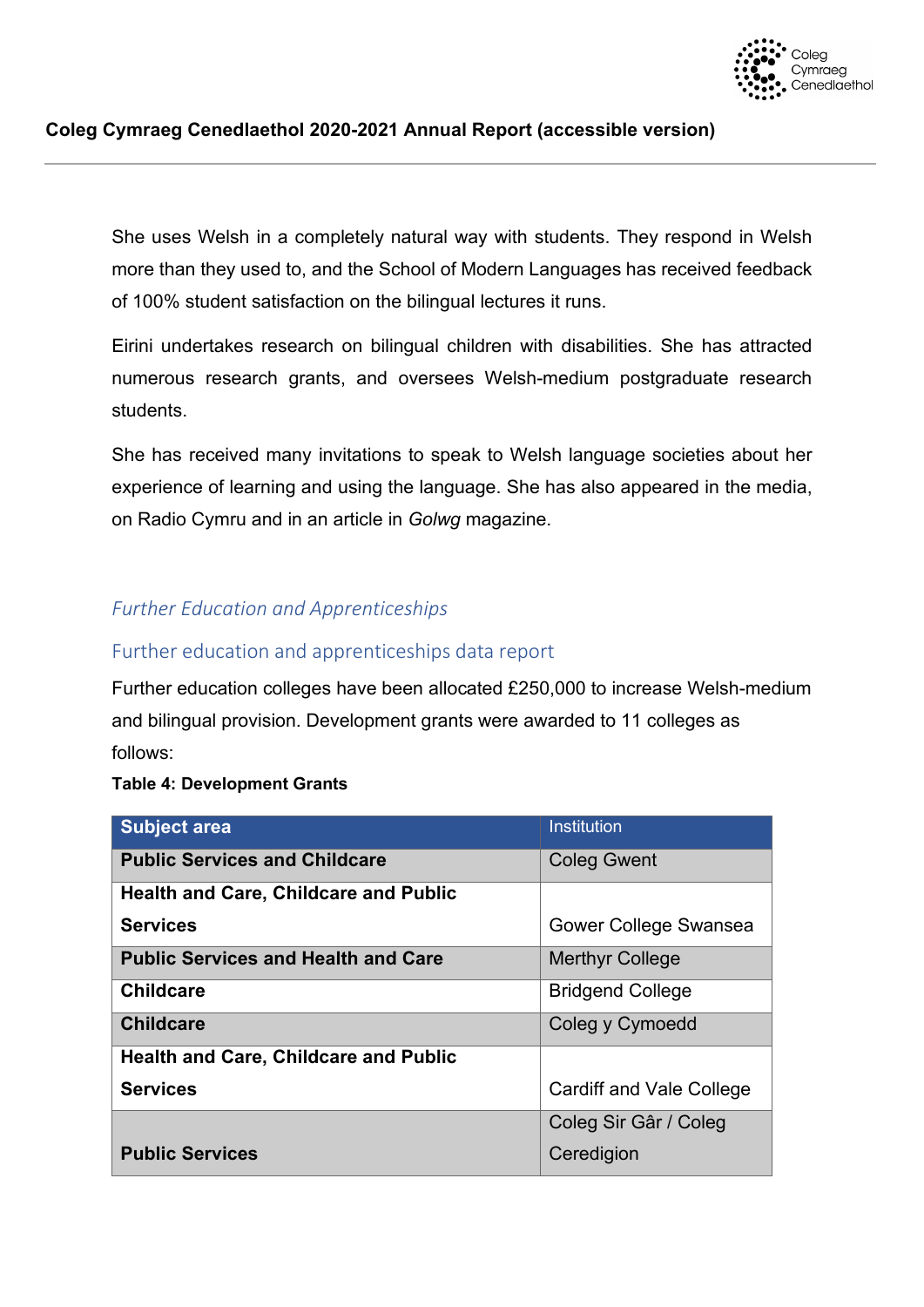She uses Welsh in a completely natural way with students. They respond in Welsh more than they used to, and the School of Modern Languages has received feedback of 100% student satisfaction on the bilingual lectures it runs.

Eirini undertakes research on bilingual children with disabilities. She has attracted numerous research grants, and oversees Welsh-medium postgraduate research students.

She has received many invitations to speak to Welsh language societies about her experience of learning and using the language. She has also appeared in the media, on Radio Cymru and in an article in *Golwg* magazine.

## *Further Education and Apprenticeships*

### Further education and apprenticeships data report

Further education colleges have been allocated £250,000 to increase Welsh-medium and bilingual provision. Development grants were awarded to 11 colleges as follows:

**Table 4: Development Grants**

| Subject area | Institution |
|---|---|
| **Public Services and Childcare** | Coleg Gwent |
| **Health and Care, Childcare and Public Services** | Gower College Swansea |
| **Public Services and Health and Care** | Merthyr College |
| **Childcare** | Bridgend College |
| **Childcare** | Coleg y Cymoedd |
| **Health and Care, Childcare and Public Services** | Cardiff and Vale College |
| **Public Services** | Coleg Sir Gâr / Coleg Ceredigion |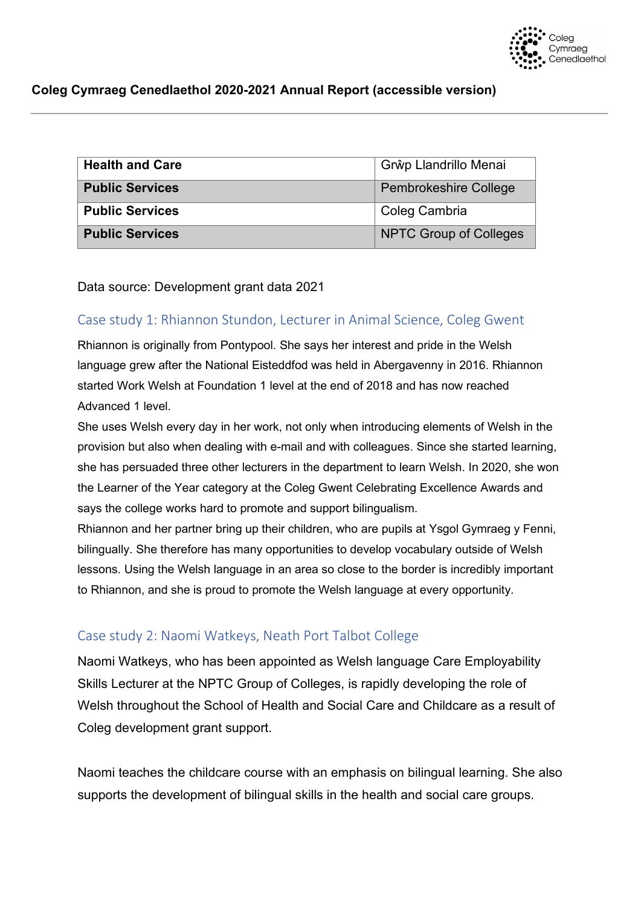| Health and Care | Grŵp Llandrillo Menai |
|---|---|
| Public Services | Pembrokeshire College |
| Public Services | Coleg Cambria |
| Public Services | NPTC Group of Colleges |

Data source: Development grant data 2021

## Case study 1: Rhiannon Stundon, Lecturer in Animal Science, Coleg Gwent

Rhiannon is originally from Pontypool. She says her interest and pride in the Welsh language grew after the National Eisteddfod was held in Abergavenny in 2016. Rhiannon started Work Welsh at Foundation 1 level at the end of 2018 and has now reached Advanced 1 level.

She uses Welsh every day in her work, not only when introducing elements of Welsh in the provision but also when dealing with e-mail and with colleagues. Since she started learning, she has persuaded three other lecturers in the department to learn Welsh. In 2020, she won the Learner of the Year category at the Coleg Gwent Celebrating Excellence Awards and says the college works hard to promote and support bilingualism.

Rhiannon and her partner bring up their children, who are pupils at Ysgol Gymraeg y Fenni, bilingually. She therefore has many opportunities to develop vocabulary outside of Welsh lessons. Using the Welsh language in an area so close to the border is incredibly important to Rhiannon, and she is proud to promote the Welsh language at every opportunity.

## Case study 2: Naomi Watkeys, Neath Port Talbot College

Naomi Watkeys, who has been appointed as Welsh language Care Employability Skills Lecturer at the NPTC Group of Colleges, is rapidly developing the role of Welsh throughout the School of Health and Social Care and Childcare as a result of Coleg development grant support.

Naomi teaches the childcare course with an emphasis on bilingual learning. She also supports the development of bilingual skills in the health and social care groups.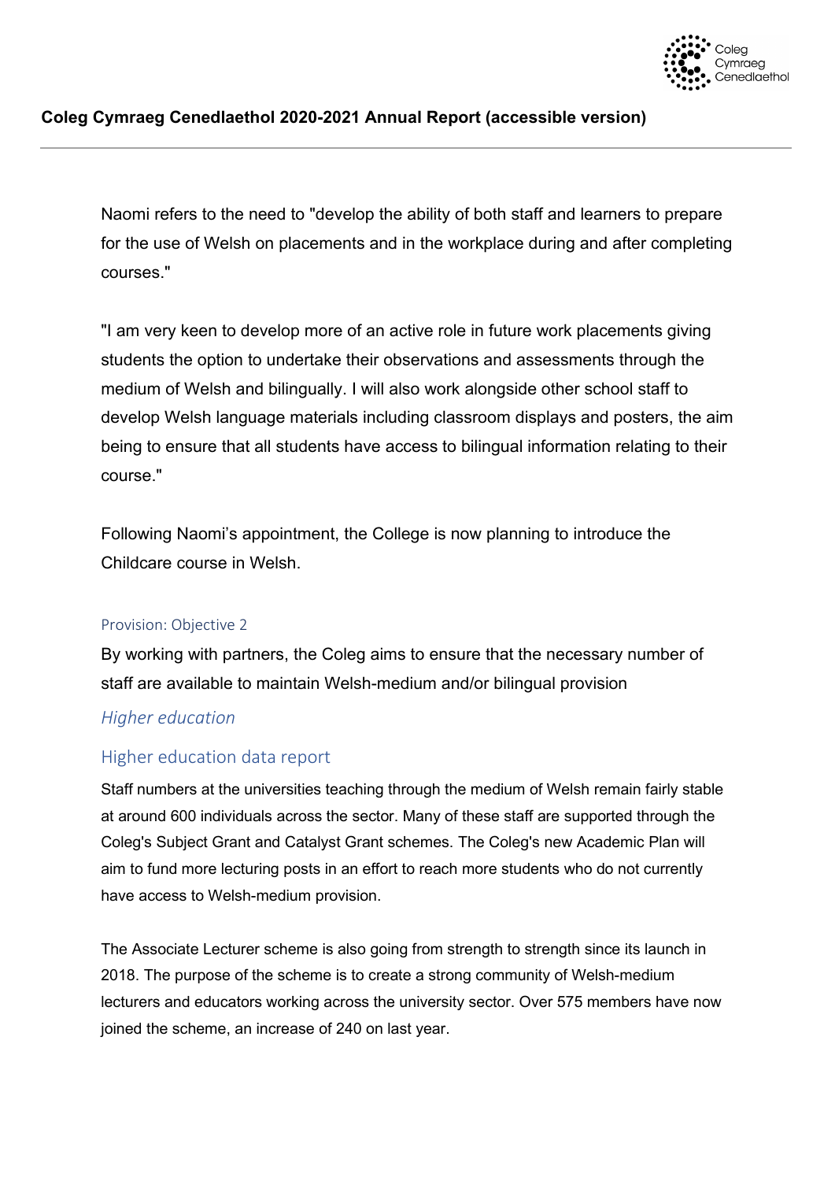Naomi refers to the need to "develop the ability of both staff and learners to prepare for the use of Welsh on placements and in the workplace during and after completing courses."

"I am very keen to develop more of an active role in future work placements giving students the option to undertake their observations and assessments through the medium of Welsh and bilingually. I will also work alongside other school staff to develop Welsh language materials including classroom displays and posters, the aim being to ensure that all students have access to bilingual information relating to their course."

Following Naomi's appointment, the College is now planning to introduce the Childcare course in Welsh.

#### Provision: Objective 2

By working with partners, the Coleg aims to ensure that the necessary number of staff are available to maintain Welsh-medium and/or bilingual provision

### *Higher education*

## Higher education data report

Staff numbers at the universities teaching through the medium of Welsh remain fairly stable at around 600 individuals across the sector. Many of these staff are supported through the Coleg's Subject Grant and Catalyst Grant schemes. The Coleg's new Academic Plan will aim to fund more lecturing posts in an effort to reach more students who do not currently have access to Welsh-medium provision.

The Associate Lecturer scheme is also going from strength to strength since its launch in 2018. The purpose of the scheme is to create a strong community of Welsh-medium lecturers and educators working across the university sector. Over 575 members have now joined the scheme, an increase of 240 on last year.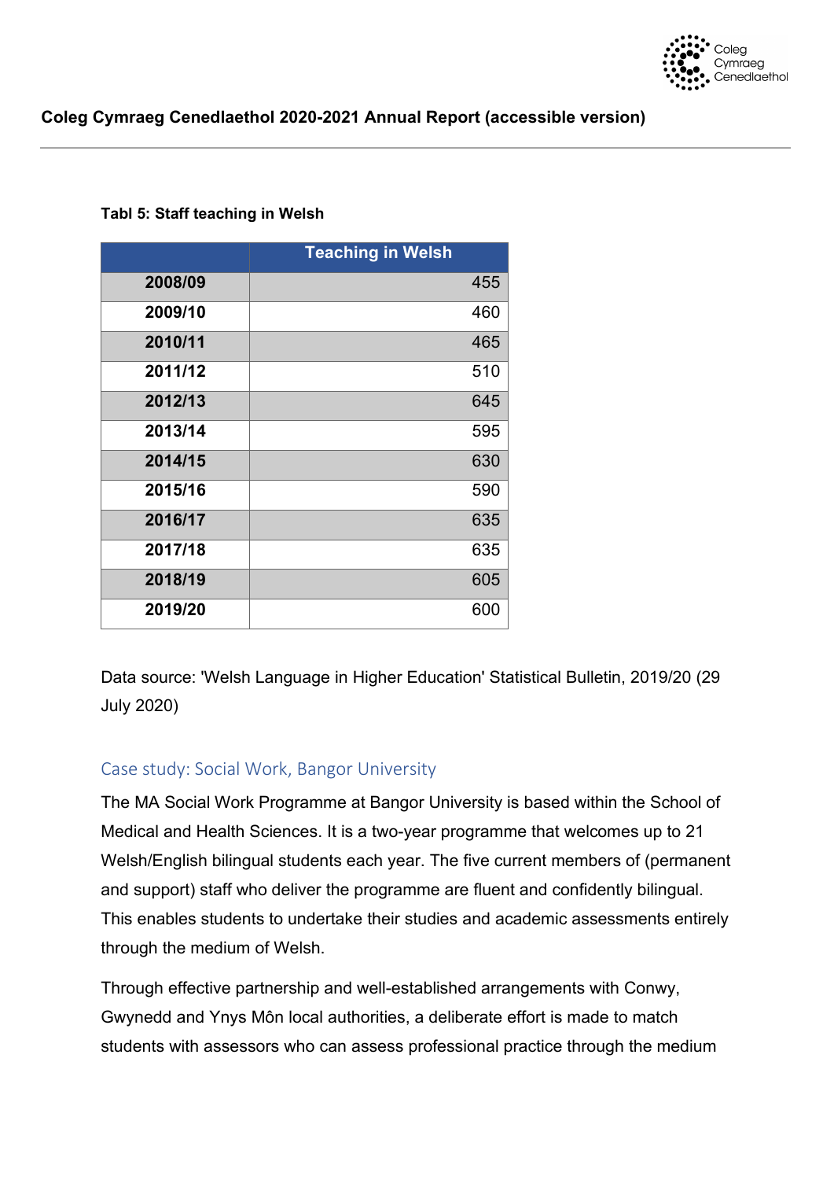**Tabl 5: Staff teaching in Welsh**

| | Teaching in Welsh |
|---|---|
| **2008/09** | 455 |
| **2009/10** | 460 |
| **2010/11** | 465 |
| **2011/12** | 510 |
| **2012/13** | 645 |
| **2013/14** | 595 |
| **2014/15** | 630 |
| **2015/16** | 590 |
| **2016/17** | 635 |
| **2017/18** | 635 |
| **2018/19** | 605 |
| **2019/20** | 600 |

Data source: 'Welsh Language in Higher Education' Statistical Bulletin, 2019/20 (29 July 2020)

## Case study: Social Work, Bangor University

The MA Social Work Programme at Bangor University is based within the School of Medical and Health Sciences. It is a two-year programme that welcomes up to 21 Welsh/English bilingual students each year. The five current members of (permanent and support) staff who deliver the programme are fluent and confidently bilingual. This enables students to undertake their studies and academic assessments entirely through the medium of Welsh.

Through effective partnership and well-established arrangements with Conwy, Gwynedd and Ynys Môn local authorities, a deliberate effort is made to match students with assessors who can assess professional practice through the medium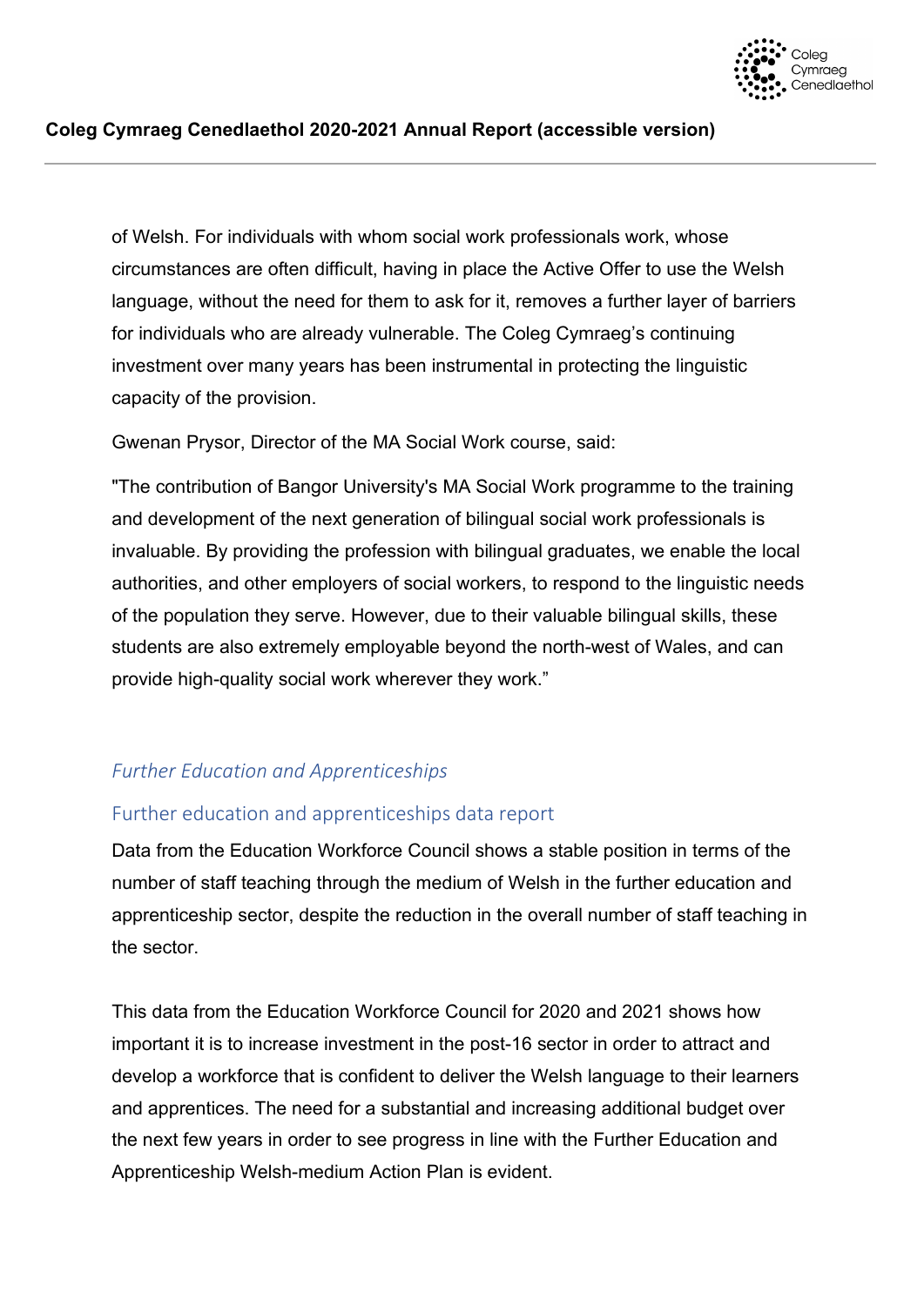of Welsh. For individuals with whom social work professionals work, whose circumstances are often difficult, having in place the Active Offer to use the Welsh language, without the need for them to ask for it, removes a further layer of barriers for individuals who are already vulnerable. The Coleg Cymraeg's continuing investment over many years has been instrumental in protecting the linguistic capacity of the provision.

Gwenan Prysor, Director of the MA Social Work course, said:

"The contribution of Bangor University's MA Social Work programme to the training and development of the next generation of bilingual social work professionals is invaluable. By providing the profession with bilingual graduates, we enable the local authorities, and other employers of social workers, to respond to the linguistic needs of the population they serve. However, due to their valuable bilingual skills, these students are also extremely employable beyond the north-west of Wales, and can provide high-quality social work wherever they work."

## *Further Education and Apprenticeships*

### Further education and apprenticeships data report

Data from the Education Workforce Council shows a stable position in terms of the number of staff teaching through the medium of Welsh in the further education and apprenticeship sector, despite the reduction in the overall number of staff teaching in the sector.

This data from the Education Workforce Council for 2020 and 2021 shows how important it is to increase investment in the post-16 sector in order to attract and develop a workforce that is confident to deliver the Welsh language to their learners and apprentices. The need for a substantial and increasing additional budget over the next few years in order to see progress in line with the Further Education and Apprenticeship Welsh-medium Action Plan is evident.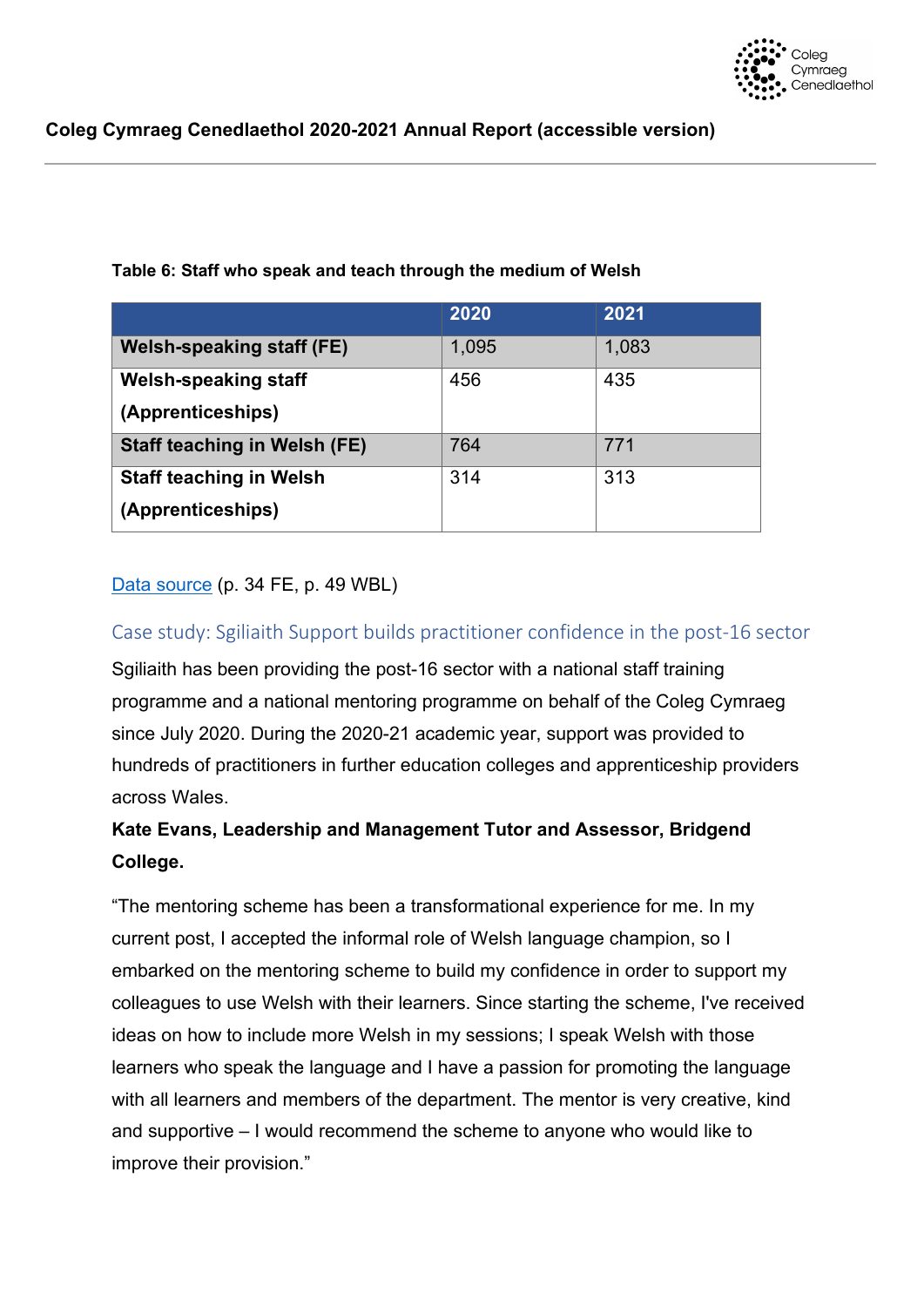**Table 6: Staff who speak and teach through the medium of Welsh**

| | 2020 | 2021 |
|---|---|---|
| **Welsh-speaking staff (FE)** | 1,095 | 1,083 |
| **Welsh-speaking staff (Apprenticeships)** | 456 | 435 |
| **Staff teaching in Welsh (FE)** | 764 | 771 |
| **Staff teaching in Welsh (Apprenticeships)** | 314 | 313 |

Data source (p. 34 FE, p. 49 WBL)

### Case study: Sgiliaith Support builds practitioner confidence in the post-16 sector

Sgiliaith has been providing the post-16 sector with a national staff training programme and a national mentoring programme on behalf of the Coleg Cymraeg since July 2020. During the 2020-21 academic year, support was provided to hundreds of practitioners in further education colleges and apprenticeship providers across Wales.

**Kate Evans, Leadership and Management Tutor and Assessor, Bridgend College.**

"The mentoring scheme has been a transformational experience for me. In my current post, I accepted the informal role of Welsh language champion, so I embarked on the mentoring scheme to build my confidence in order to support my colleagues to use Welsh with their learners. Since starting the scheme, I've received ideas on how to include more Welsh in my sessions; I speak Welsh with those learners who speak the language and I have a passion for promoting the language with all learners and members of the department. The mentor is very creative, kind and supportive – I would recommend the scheme to anyone who would like to improve their provision."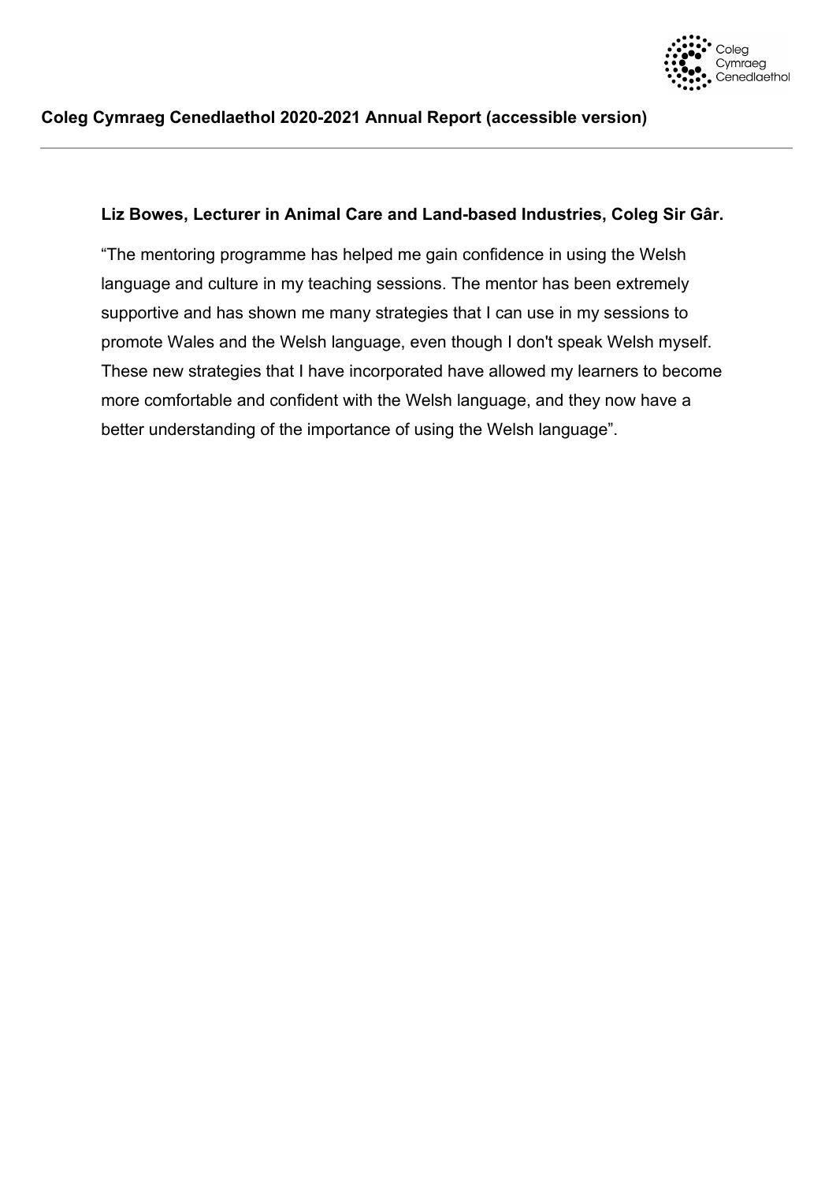**Liz Bowes, Lecturer in Animal Care and Land-based Industries, Coleg Sir Gâr.**

"The mentoring programme has helped me gain confidence in using the Welsh language and culture in my teaching sessions. The mentor has been extremely supportive and has shown me many strategies that I can use in my sessions to promote Wales and the Welsh language, even though I don't speak Welsh myself. These new strategies that I have incorporated have allowed my learners to become more comfortable and confident with the Welsh language, and they now have a better understanding of the importance of using the Welsh language".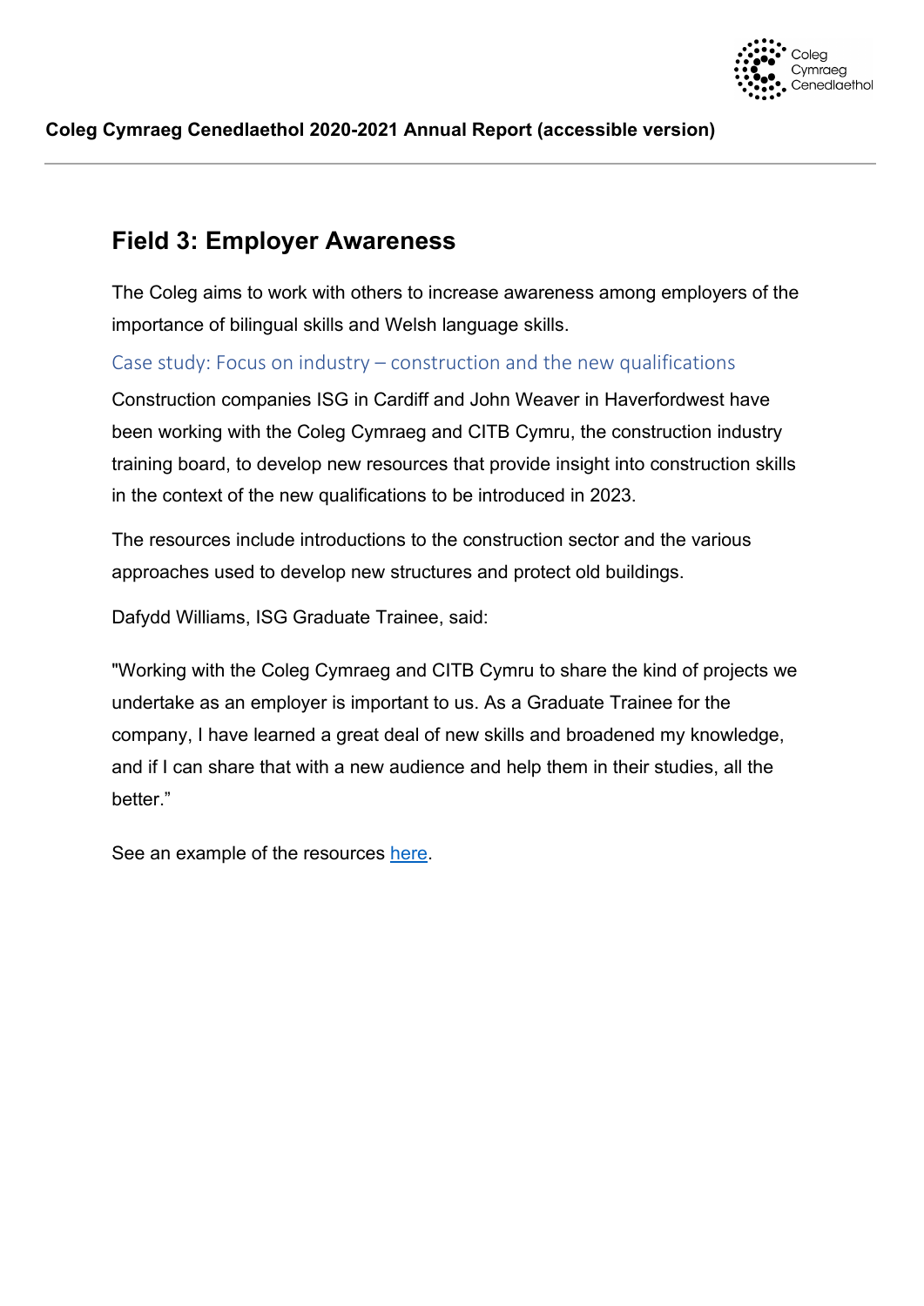## Field 3: Employer Awareness

The Coleg aims to work with others to increase awareness among employers of the importance of bilingual skills and Welsh language skills.

### Case study: Focus on industry – construction and the new qualifications

Construction companies ISG in Cardiff and John Weaver in Haverfordwest have been working with the Coleg Cymraeg and CITB Cymru, the construction industry training board, to develop new resources that provide insight into construction skills in the context of the new qualifications to be introduced in 2023.

The resources include introductions to the construction sector and the various approaches used to develop new structures and protect old buildings.

Dafydd Williams, ISG Graduate Trainee, said:

"Working with the Coleg Cymraeg and CITB Cymru to share the kind of projects we undertake as an employer is important to us. As a Graduate Trainee for the company, I have learned a great deal of new skills and broadened my knowledge, and if I can share that with a new audience and help them in their studies, all the better."

See an example of the resources here.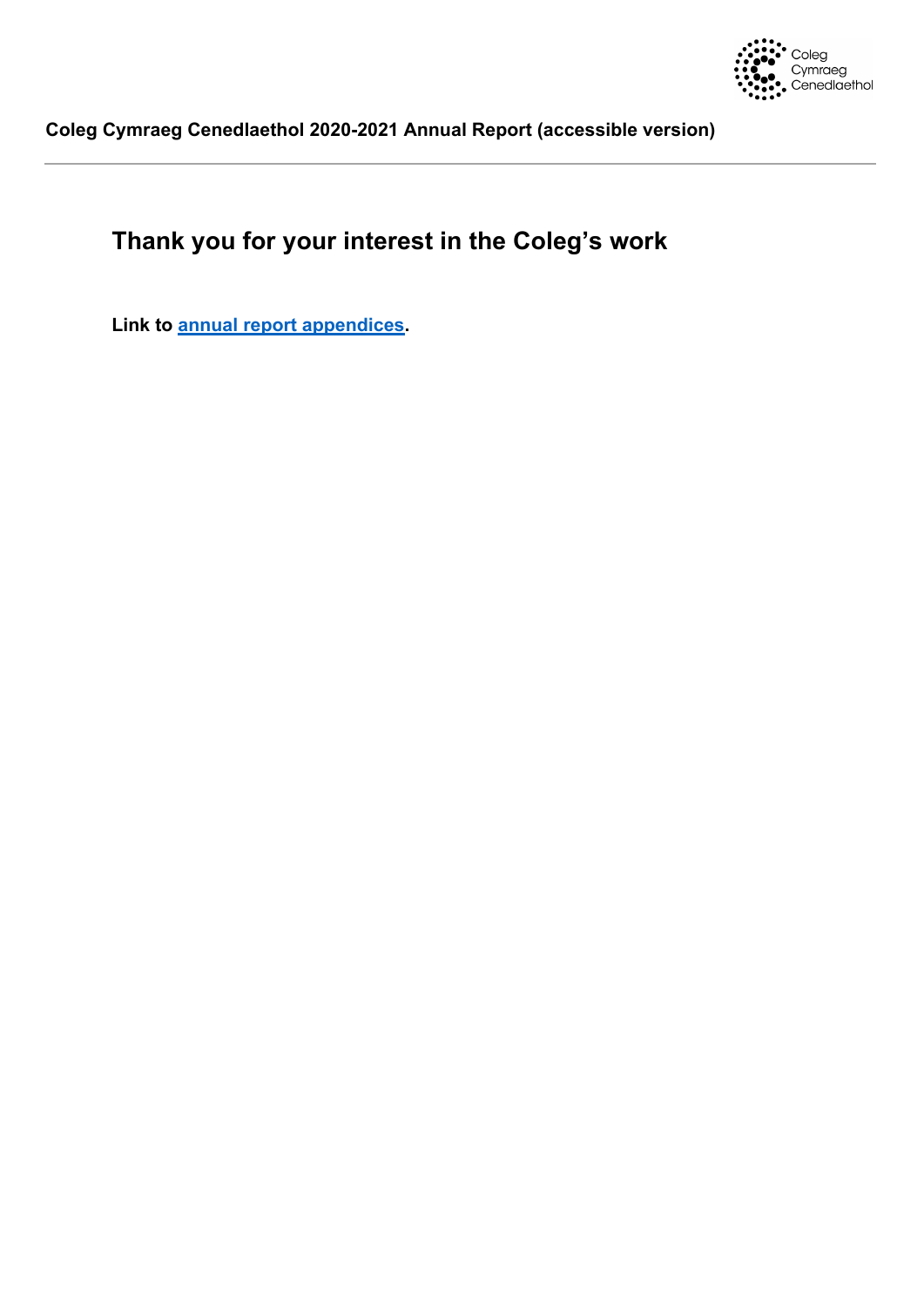## Thank you for your interest in the Coleg's work

**Link to annual report appendices.**